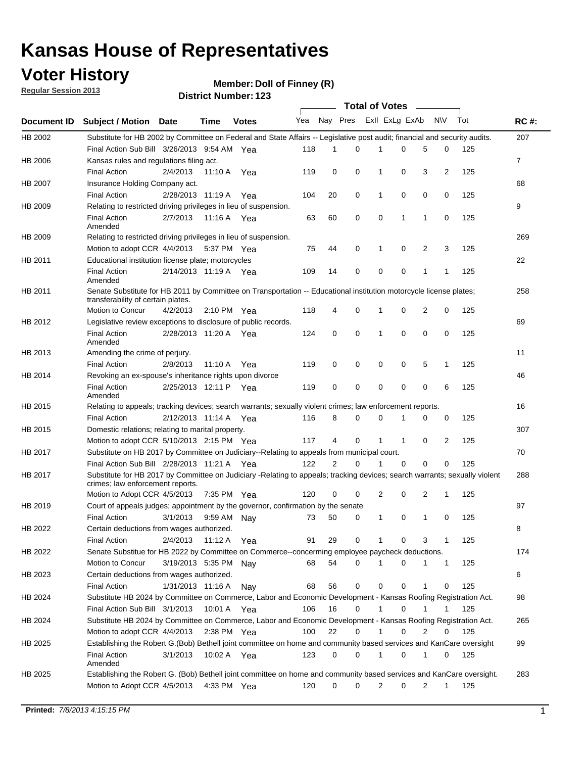# Kansas House of Representatives

## Voter History

**Regular Session 2013**

**Member: Doll of Finney (R)**

**District Number: 123**

| Document ID | Subject / Motion | Date | Time | Votes | Yea | Nay | Pres | ExII | ExLg | ExAb | N\V | Tot | RC #: |
|---|---|---|---|---|---|---|---|---|---|---|---|---|---|
| HB 2002 | Substitute for HB 2002 by Committee on Federal and State Affairs -- Legislative post audit; financial and security audits. | | | | | | | | | | | | 207 |
| | Final Action Sub Bill | 3/26/2013 | 9:54 AM | Yea | 118 | 1 | 0 | 1 | 0 | 5 | 0 | 125 | |
| HB 2006 | Kansas rules and regulations filing act. | | | | | | | | | | | | 7 |
| | Final Action | 2/4/2013 | 11:10 A | Yea | 119 | 0 | 0 | 1 | 0 | 3 | 2 | 125 | |
| HB 2007 | Insurance Holding Company act. | | | | | | | | | | | | 68 |
| | Final Action | 2/28/2013 | 11:19 A | Yea | 104 | 20 | 0 | 1 | 0 | 0 | 0 | 125 | |
| HB 2009 | Relating to restricted driving privileges in lieu of suspension. | | | | | | | | | | | | 9 |
| | Final Action Amended | 2/7/2013 | 11:16 A | Yea | 63 | 60 | 0 | 0 | 1 | 1 | 0 | 125 | |
| HB 2009 | Relating to restricted driving privileges in lieu of suspension. | | | | | | | | | | | | 269 |
| | Motion to adopt CCR | 4/4/2013 | 5:37 PM | Yea | 75 | 44 | 0 | 1 | 0 | 2 | 3 | 125 | |
| HB 2011 | Educational institution license plate; motorcycles | | | | | | | | | | | | 22 |
| | Final Action Amended | 2/14/2013 | 11:19 A | Yea | 109 | 14 | 0 | 0 | 0 | 1 | 1 | 125 | |
| HB 2011 | Senate Substitute for HB 2011 by Committee on Transportation -- Educational institution motorcycle license plates; transferability of certain plates. | | | | | | | | | | | | 258 |
| | Motion to Concur | 4/2/2013 | 2:10 PM | Yea | 118 | 4 | 0 | 1 | 0 | 2 | 0 | 125 | |
| HB 2012 | Legislative review exceptions to disclosure of public records. | | | | | | | | | | | | 69 |
| | Final Action Amended | 2/28/2013 | 11:20 A | Yea | 124 | 0 | 0 | 1 | 0 | 0 | 0 | 125 | |
| HB 2013 | Amending the crime of perjury. | | | | | | | | | | | | 11 |
| | Final Action | 2/8/2013 | 11:10 A | Yea | 119 | 0 | 0 | 0 | 0 | 5 | 1 | 125 | |
| HB 2014 | Revoking an ex-spouse's inheritance rights upon divorce | | | | | | | | | | | | 46 |
| | Final Action Amended | 2/25/2013 | 12:11 P | Yea | 119 | 0 | 0 | 0 | 0 | 0 | 6 | 125 | |
| HB 2015 | Relating to appeals; tracking devices; search warrants; sexually violent crimes; law enforcement reports. | | | | | | | | | | | | 16 |
| | Final Action | 2/12/2013 | 11:14 A | Yea | 116 | 8 | 0 | 0 | 1 | 0 | 0 | 125 | |
| HB 2015 | Domestic relations; relating to marital property. | | | | | | | | | | | | 307 |
| | Motion to adopt CCR | 5/10/2013 | 2:15 PM | Yea | 117 | 4 | 0 | 1 | 1 | 0 | 2 | 125 | |
| HB 2017 | Substitute on HB 2017 by Committee on Judiciary--Relating to appeals from municipal court. | | | | | | | | | | | | 70 |
| | Final Action Sub Bill | 2/28/2013 | 11:21 A | Yea | 122 | 2 | 0 | 1 | 0 | 0 | 0 | 125 | |
| HB 2017 | Substitute for HB 2017 by Committee on Judiciary -Relating to appeals; tracking devices; search warrants; sexually violent crimes; law enforcement reports. | | | | | | | | | | | | 288 |
| | Motion to Adopt CCR | 4/5/2013 | 7:35 PM | Yea | 120 | 0 | 0 | 2 | 0 | 2 | 1 | 125 | |
| HB 2019 | Court of appeals judges; appointment by the governor, confirmation by the senate | | | | | | | | | | | | 97 |
| | Final Action | 3/1/2013 | 9:59 AM | Nay | 73 | 50 | 0 | 1 | 0 | 1 | 0 | 125 | |
| HB 2022 | Certain deductions from wages authorized. | | | | | | | | | | | | 8 |
| | Final Action | 2/4/2013 | 11:12 A | Yea | 91 | 29 | 0 | 1 | 0 | 3 | 1 | 125 | |
| HB 2022 | Senate Substitue for HB 2022 by Committee on Commerce--concerning employee paycheck deductions. | | | | | | | | | | | | 174 |
| | Motion to Concur | 3/19/2013 | 5:35 PM | Nay | 68 | 54 | 0 | 1 | 0 | 1 | 1 | 125 | |
| HB 2023 | Certain deductions from wages authorized. | | | | | | | | | | | | 6 |
| | Final Action | 1/31/2013 | 11:16 A | Nay | 68 | 56 | 0 | 0 | 0 | 1 | 0 | 125 | |
| HB 2024 | Substitute HB 2024 by Committee on Commerce, Labor and Economic Development - Kansas Roofing Registration Act. | | | | | | | | | | | | 98 |
| | Final Action Sub Bill | 3/1/2013 | 10:01 A | Yea | 106 | 16 | 0 | 1 | 0 | 1 | 1 | 125 | |
| HB 2024 | Substitute HB 2024 by Committee on Commerce, Labor and Economic Development - Kansas Roofing Registration Act. | | | | | | | | | | | | 265 |
| | Motion to adopt CCR | 4/4/2013 | 2:38 PM | Yea | 100 | 22 | 0 | 1 | 0 | 2 | 0 | 125 | |
| HB 2025 | Establishing the Robert G.(Bob) Bethell joint committee on home and community based services and KanCare oversight | | | | | | | | | | | | 99 |
| | Final Action Amended | 3/1/2013 | 10:02 A | Yea | 123 | 0 | 0 | 1 | 0 | 1 | 0 | 125 | |
| HB 2025 | Establishing the Robert G. (Bob) Bethell joint committee on home and community based services and KanCare oversight. | | | | | | | | | | | | 283 |
| | Motion to Adopt CCR | 4/5/2013 | 4:33 PM | Yea | 120 | 0 | 0 | 2 | 0 | 2 | 1 | 125 | |

**Printed:** *7/8/2013 4:15:15 PM*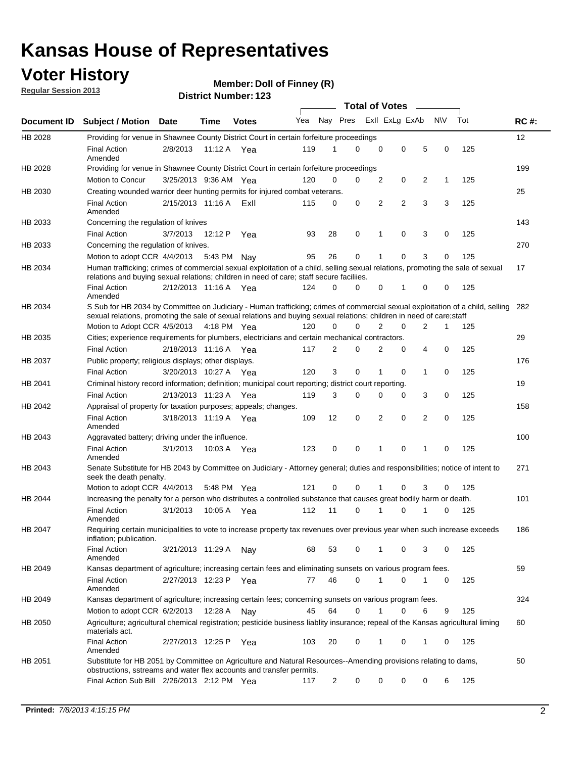# Kansas House of Representatives

## Voter History

**Regular Session 2013**

**Member: Doll of Finney (R)**

**District Number: 123**

| Document ID | Subject / Motion | Date | Time | Votes | Yea | Nay | Pres | ExII | ExLg | ExAb | N\V | Tot | RC #: |
|---|---|---|---|---|---|---|---|---|---|---|---|---|---|
| HB 2028 | Providing for venue in Shawnee County District Court in certain forfeiture proceedings | | | | | | | | | | | | 12 |
| | Final Action Amended | 2/8/2013 | 11:12 A | Yea | 119 | 1 | 0 | 0 | 0 | 5 | 0 | 125 | |
| HB 2028 | Providing for venue in Shawnee County District Court in certain forfeiture proceedings | | | | | | | | | | | | 199 |
| | Motion to Concur | 3/25/2013 | 9:36 AM | Yea | 120 | 0 | 0 | 2 | 0 | 2 | 1 | 125 | |
| HB 2030 | Creating wounded warrior deer hunting permits for injured combat veterans. | | | | | | | | | | | | 25 |
| | Final Action Amended | 2/15/2013 | 11:16 A | ExII | 115 | 0 | 0 | 2 | 2 | 3 | 3 | 125 | |
| HB 2033 | Concerning the regulation of knives | | | | | | | | | | | | 143 |
| | Final Action | 3/7/2013 | 12:12 P | Yea | 93 | 28 | 0 | 1 | 0 | 3 | 0 | 125 | |
| HB 2033 | Concerning the regulation of knives. | | | | | | | | | | | | 270 |
| | Motion to adopt CCR | 4/4/2013 | 5:43 PM | Nay | 95 | 26 | 0 | 1 | 0 | 3 | 0 | 125 | |
| HB 2034 | Human trafficking; crimes of commercial sexual exploitation of a child, selling sexual relations, promoting the sale of sexual relations and buying sexual relations; children in need of care; staff secure faciliies. | | | | | | | | | | | | 17 |
| | Final Action Amended | 2/12/2013 | 11:16 A | Yea | 124 | 0 | 0 | 0 | 1 | 0 | 0 | 125 | |
| HB 2034 | S Sub for HB 2034 by Committee on Judiciary - Human trafficking; crimes of commercial sexual exploitation of a child, selling sexual relations, promoting the sale of sexual relations and buying sexual relations; children in need of care;staff | | | | | | | | | | | | 282 |
| | Motion to Adopt CCR | 4/5/2013 | 4:18 PM | Yea | 120 | 0 | 0 | 2 | 0 | 2 | 1 | 125 | |
| HB 2035 | Cities; experience requirements for plumbers, electricians and certain mechanical contractors. | | | | | | | | | | | | 29 |
| | Final Action | 2/18/2013 | 11:16 A | Yea | 117 | 2 | 0 | 2 | 0 | 4 | 0 | 125 | |
| HB 2037 | Public property; religious displays; other displays. | | | | | | | | | | | | 176 |
| | Final Action | 3/20/2013 | 10:27 A | Yea | 120 | 3 | 0 | 1 | 0 | 1 | 0 | 125 | |
| HB 2041 | Criminal history record information; definition; municipal court reporting; district court reporting. | | | | | | | | | | | | 19 |
| | Final Action | 2/13/2013 | 11:23 A | Yea | 119 | 3 | 0 | 0 | 0 | 3 | 0 | 125 | |
| HB 2042 | Appraisal of property for taxation purposes; appeals; changes. | | | | | | | | | | | | 158 |
| | Final Action Amended | 3/18/2013 | 11:19 A | Yea | 109 | 12 | 0 | 2 | 0 | 2 | 0 | 125 | |
| HB 2043 | Aggravated battery; driving under the influence. | | | | | | | | | | | | 100 |
| | Final Action Amended | 3/1/2013 | 10:03 A | Yea | 123 | 0 | 0 | 1 | 0 | 1 | 0 | 125 | |
| HB 2043 | Senate Substitute for HB 2043 by Committee on Judiciary - Attorney general; duties and responsibilities; notice of intent to seek the death penalty. | | | | | | | | | | | | 271 |
| | Motion to adopt CCR | 4/4/2013 | 5:48 PM | Yea | 121 | 0 | 0 | 1 | 0 | 3 | 0 | 125 | |
| HB 2044 | Increasing the penalty for a person who distributes a controlled substance that causes great bodily harm or death. | | | | | | | | | | | | 101 |
| | Final Action Amended | 3/1/2013 | 10:05 A | Yea | 112 | 11 | 0 | 1 | 0 | 1 | 0 | 125 | |
| HB 2047 | Requiring certain municipalities to vote to increase property tax revenues over previous year when such increase exceeds inflation; publication. | | | | | | | | | | | | 186 |
| | Final Action Amended | 3/21/2013 | 11:29 A | Nay | 68 | 53 | 0 | 1 | 0 | 3 | 0 | 125 | |
| HB 2049 | Kansas department of agriculture; increasing certain fees and eliminating sunsets on various program fees. | | | | | | | | | | | | 59 |
| | Final Action Amended | 2/27/2013 | 12:23 P | Yea | 77 | 46 | 0 | 1 | 0 | 1 | 0 | 125 | |
| HB 2049 | Kansas department of agriculture; increasing certain fees; concerning sunsets on various program fees. | | | | | | | | | | | | 324 |
| | Motion to adopt CCR | 6/2/2013 | 12:28 A | Nay | 45 | 64 | 0 | 1 | 0 | 6 | 9 | 125 | |
| HB 2050 | Agriculture; agricultural chemical registration; pesticide business liablity insurance; repeal of the Kansas agricultural liming materials act. | | | | | | | | | | | | 60 |
| | Final Action Amended | 2/27/2013 | 12:25 P | Yea | 103 | 20 | 0 | 1 | 0 | 1 | 0 | 125 | |
| HB 2051 | Substitute for HB 2051 by Committee on Agriculture and Natural Resources--Amending provisions relating to dams, obstructions, sstreams and water flex accounts and transfer permits. | | | | | | | | | | | | 50 |
| | Final Action Sub Bill | 2/26/2013 | 2:12 PM | Yea | 117 | 2 | 0 | 0 | 0 | 0 | 6 | 125 | |

**Printed:** *7/8/2013 4:15:15 PM*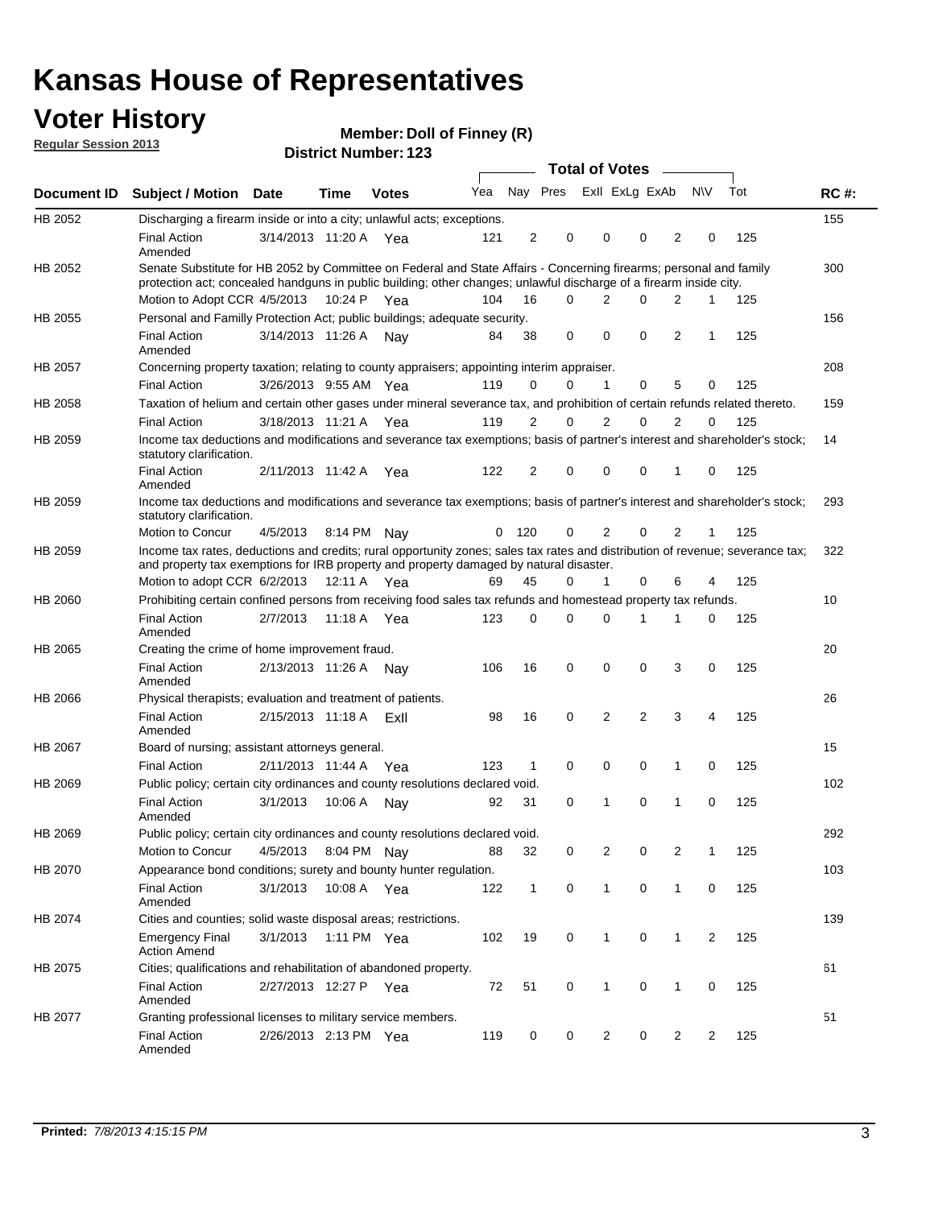# Kansas House of Representatives

## Voter History

**Regular Session 2013**

**Member: Doll of Finney (R)**

**District Number: 123**

| Document ID | Subject / Motion | Date | Time | Votes | Yea | Nay | Pres | ExII | ExLg | ExAb | N\V | Tot | RC #: |
|---|---|---|---|---|---|---|---|---|---|---|---|---|---|
| HB 2052 | Discharging a firearm inside or into a city; unlawful acts; exceptions. | | | | | | | | | | | | 155 |
| | Final Action Amended | 3/14/2013 | 11:20 A | Yea | 121 | 2 | 0 | 0 | 0 | 2 | 0 | 125 | |
| HB 2052 | Senate Substitute for HB 2052 by Committee on Federal and State Affairs - Concerning firearms; personal and family protection act; concealed handguns in public building; other changes; unlawful discharge of a firearm inside city. | | | | | | | | | | | | 300 |
| | Motion to Adopt CCR | 4/5/2013 | 10:24 P | Yea | 104 | 16 | 0 | 2 | 0 | 2 | 1 | 125 | |
| HB 2055 | Personal and Familly Protection Act; public buildings; adequate security. | | | | | | | | | | | | 156 |
| | Final Action Amended | 3/14/2013 | 11:26 A | Nay | 84 | 38 | 0 | 0 | 0 | 2 | 1 | 125 | |
| HB 2057 | Concerning property taxation; relating to county appraisers; appointing interim appraiser. | | | | | | | | | | | | 208 |
| | Final Action | 3/26/2013 | 9:55 AM | Yea | 119 | 0 | 0 | 1 | 0 | 5 | 0 | 125 | |
| HB 2058 | Taxation of helium and certain other gases under mineral severance tax, and prohibition of certain refunds related thereto. | | | | | | | | | | | | 159 |
| | Final Action | 3/18/2013 | 11:21 A | Yea | 119 | 2 | 0 | 2 | 0 | 2 | 0 | 125 | |
| HB 2059 | Income tax deductions and modifications and severance tax exemptions; basis of partner's interest and shareholder's stock; statutory clarification. | | | | | | | | | | | | 14 |
| | Final Action Amended | 2/11/2013 | 11:42 A | Yea | 122 | 2 | 0 | 0 | 0 | 1 | 0 | 125 | |
| HB 2059 | Income tax deductions and modifications and severance tax exemptions; basis of partner's interest and shareholder's stock; statutory clarification. | | | | | | | | | | | | 293 |
| | Motion to Concur | 4/5/2013 | 8:14 PM | Nay | 0 | 120 | 0 | 2 | 0 | 2 | 1 | 125 | |
| HB 2059 | Income tax rates, deductions and credits; rural opportunity zones; sales tax rates and distribution of revenue; severance tax; and property tax exemptions for IRB property and property damaged by natural disaster. | | | | | | | | | | | | 322 |
| | Motion to adopt CCR | 6/2/2013 | 12:11 A | Yea | 69 | 45 | 0 | 1 | 0 | 6 | 4 | 125 | |
| HB 2060 | Prohibiting certain confined persons from receiving food sales tax refunds and homestead property tax refunds. | | | | | | | | | | | | 10 |
| | Final Action Amended | 2/7/2013 | 11:18 A | Yea | 123 | 0 | 0 | 0 | 1 | 1 | 0 | 125 | |
| HB 2065 | Creating the crime of home improvement fraud. | | | | | | | | | | | | 20 |
| | Final Action Amended | 2/13/2013 | 11:26 A | Nay | 106 | 16 | 0 | 0 | 0 | 3 | 0 | 125 | |
| HB 2066 | Physical therapists; evaluation and treatment of patients. | | | | | | | | | | | | 26 |
| | Final Action Amended | 2/15/2013 | 11:18 A | ExII | 98 | 16 | 0 | 2 | 2 | 3 | 4 | 125 | |
| HB 2067 | Board of nursing; assistant attorneys general. | | | | | | | | | | | | 15 |
| | Final Action | 2/11/2013 | 11:44 A | Yea | 123 | 1 | 0 | 0 | 0 | 1 | 0 | 125 | |
| HB 2069 | Public policy; certain city ordinances and county resolutions declared void. | | | | | | | | | | | | 102 |
| | Final Action Amended | 3/1/2013 | 10:06 A | Nay | 92 | 31 | 0 | 1 | 0 | 1 | 0 | 125 | |
| HB 2069 | Public policy; certain city ordinances and county resolutions declared void. | | | | | | | | | | | | 292 |
| | Motion to Concur | 4/5/2013 | 8:04 PM | Nay | 88 | 32 | 0 | 2 | 0 | 2 | 1 | 125 | |
| HB 2070 | Appearance bond conditions; surety and bounty hunter regulation. | | | | | | | | | | | | 103 |
| | Final Action Amended | 3/1/2013 | 10:08 A | Yea | 122 | 1 | 0 | 1 | 0 | 1 | 0 | 125 | |
| HB 2074 | Cities and counties; solid waste disposal areas; restrictions. | | | | | | | | | | | | 139 |
| | Emergency Final Action Amend | 3/1/2013 | 1:11 PM | Yea | 102 | 19 | 0 | 1 | 0 | 1 | 2 | 125 | |
| HB 2075 | Cities; qualifications and rehabilitation of abandoned property. | | | | | | | | | | | | 61 |
| | Final Action Amended | 2/27/2013 | 12:27 P | Yea | 72 | 51 | 0 | 1 | 0 | 1 | 0 | 125 | |
| HB 2077 | Granting professional licenses to military service members. | | | | | | | | | | | | 51 |
| | Final Action Amended | 2/26/2013 | 2:13 PM | Yea | 119 | 0 | 0 | 2 | 0 | 2 | 2 | 125 | |

**Printed:** *7/8/2013 4:15:15 PM*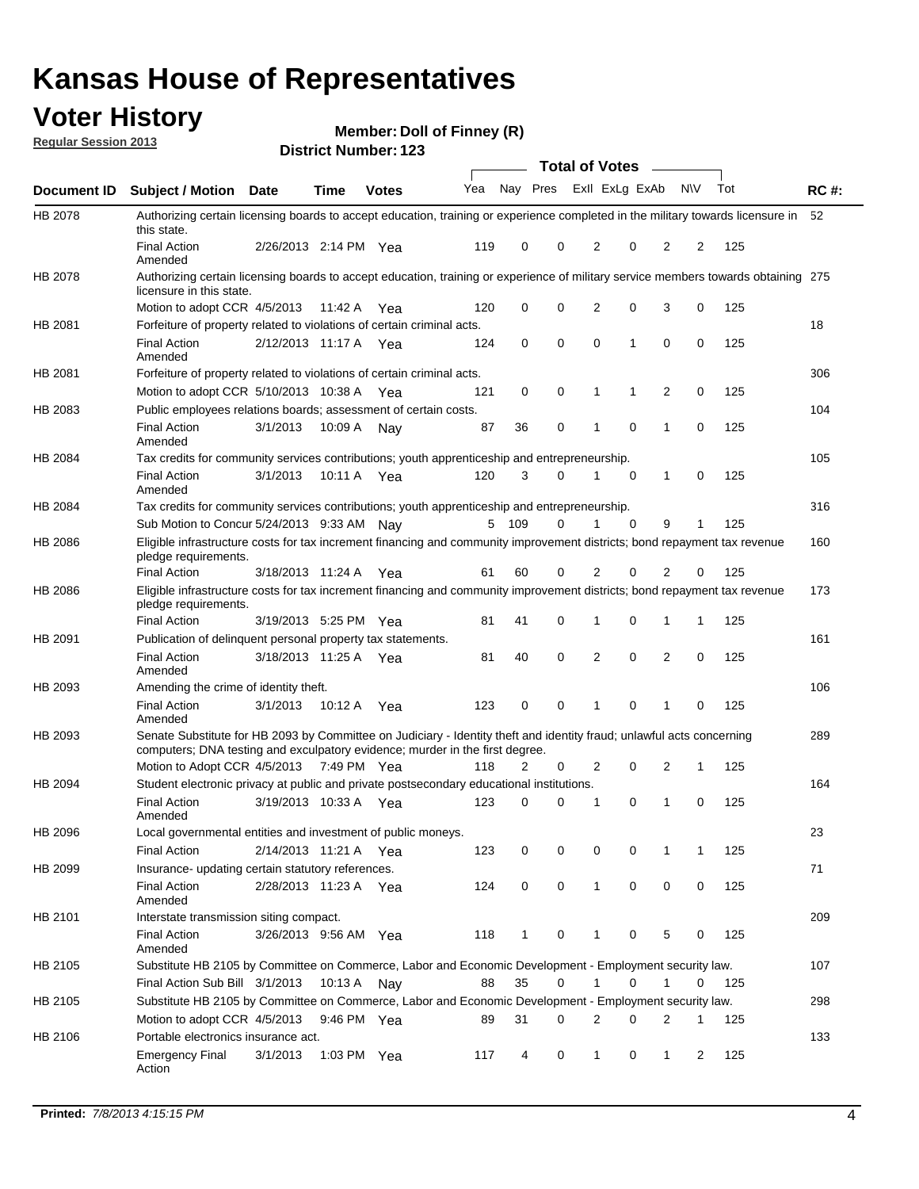# Kansas House of Representatives

## Voter History

**Regular Session 2013**

**Member: Doll of Finney (R)**

**District Number: 123**

| Document ID | Subject / Motion | Date | Time | Votes | Yea | Nay | Pres | ExlI | ExLg | ExAb | N\V | Tot | RC #: |
|---|---|---|---|---|---|---|---|---|---|---|---|---|---|
| HB 2078 | Authorizing certain licensing boards to accept education, training or experience completed in the military towards licensure in this state. | | | | | | | | | | | | 52 |
| | Final Action Amended | 2/26/2013 | 2:14 PM | Yea | 119 | 0 | 0 | 2 | 0 | 2 | 2 | 125 | |
| HB 2078 | Authorizing certain licensing boards to accept education, training or experience of military service members towards obtaining licensure in this state. | | | | | | | | | | | | 275 |
| | Motion to adopt CCR | 4/5/2013 | 11:42 A | Yea | 120 | 0 | 0 | 2 | 0 | 3 | 0 | 125 | |
| HB 2081 | Forfeiture of property related to violations of certain criminal acts. | | | | | | | | | | | | 18 |
| | Final Action Amended | 2/12/2013 | 11:17 A | Yea | 124 | 0 | 0 | 0 | 1 | 0 | 0 | 125 | |
| HB 2081 | Forfeiture of property related to violations of certain criminal acts. | | | | | | | | | | | | 306 |
| | Motion to adopt CCR | 5/10/2013 | 10:38 A | Yea | 121 | 0 | 0 | 1 | 1 | 2 | 0 | 125 | |
| HB 2083 | Public employees relations boards; assessment of certain costs. | | | | | | | | | | | | 104 |
| | Final Action Amended | 3/1/2013 | 10:09 A | Nay | 87 | 36 | 0 | 1 | 0 | 1 | 0 | 125 | |
| HB 2084 | Tax credits for community services contributions; youth apprenticeship and entrepreneurship. | | | | | | | | | | | | 105 |
| | Final Action Amended | 3/1/2013 | 10:11 A | Yea | 120 | 3 | 0 | 1 | 0 | 1 | 0 | 125 | |
| HB 2084 | Tax credits for community services contributions; youth apprenticeship and entrepreneurship. | | | | | | | | | | | | 316 |
| | Sub Motion to Concur | 5/24/2013 | 9:33 AM | Nay | 5 | 109 | 0 | 1 | 0 | 9 | 1 | 125 | |
| HB 2086 | Eligible infrastructure costs for tax increment financing and community improvement districts; bond repayment tax revenue pledge requirements. | | | | | | | | | | | | 160 |
| | Final Action | 3/18/2013 | 11:24 A | Yea | 61 | 60 | 0 | 2 | 0 | 2 | 0 | 125 | |
| HB 2086 | Eligible infrastructure costs for tax increment financing and community improvement districts; bond repayment tax revenue pledge requirements. | | | | | | | | | | | | 173 |
| | Final Action | 3/19/2013 | 5:25 PM | Yea | 81 | 41 | 0 | 1 | 0 | 1 | 1 | 125 | |
| HB 2091 | Publication of delinquent personal property tax statements. | | | | | | | | | | | | 161 |
| | Final Action Amended | 3/18/2013 | 11:25 A | Yea | 81 | 40 | 0 | 2 | 0 | 2 | 0 | 125 | |
| HB 2093 | Amending the crime of identity theft. | | | | | | | | | | | | 106 |
| | Final Action Amended | 3/1/2013 | 10:12 A | Yea | 123 | 0 | 0 | 1 | 0 | 1 | 0 | 125 | |
| HB 2093 | Senate Substitute for HB 2093 by Committee on Judiciary - Identity theft and identity fraud; unlawful acts concerning computers; DNA testing and exculpatory evidence; murder in the first degree. | | | | | | | | | | | | 289 |
| | Motion to Adopt CCR | 4/5/2013 | 7:49 PM | Yea | 118 | 2 | 0 | 2 | 0 | 2 | 1 | 125 | |
| HB 2094 | Student electronic privacy at public and private postsecondary educational institutions. | | | | | | | | | | | | 164 |
| | Final Action Amended | 3/19/2013 | 10:33 A | Yea | 123 | 0 | 0 | 1 | 0 | 1 | 0 | 125 | |
| HB 2096 | Local governmental entities and investment of public moneys. | | | | | | | | | | | | 23 |
| | Final Action | 2/14/2013 | 11:21 A | Yea | 123 | 0 | 0 | 0 | 0 | 1 | 1 | 125 | |
| HB 2099 | Insurance- updating certain statutory references. | | | | | | | | | | | | 71 |
| | Final Action Amended | 2/28/2013 | 11:23 A | Yea | 124 | 0 | 0 | 1 | 0 | 0 | 0 | 125 | |
| HB 2101 | Interstate transmission siting compact. | | | | | | | | | | | | 209 |
| | Final Action Amended | 3/26/2013 | 9:56 AM | Yea | 118 | 1 | 0 | 1 | 0 | 5 | 0 | 125 | |
| HB 2105 | Substitute HB 2105 by Committee on Commerce, Labor and Economic Development - Employment security law. | | | | | | | | | | | | 107 |
| | Final Action Sub Bill | 3/1/2013 | 10:13 A | Nay | 88 | 35 | 0 | 1 | 0 | 1 | 0 | 125 | |
| HB 2105 | Substitute HB 2105 by Committee on Commerce, Labor and Economic Development - Employment security law. | | | | | | | | | | | | 298 |
| | Motion to adopt CCR | 4/5/2013 | 9:46 PM | Yea | 89 | 31 | 0 | 2 | 0 | 2 | 1 | 125 | |
| HB 2106 | Portable electronics insurance act. | | | | | | | | | | | | 133 |
| | Emergency Final Action | 3/1/2013 | 1:03 PM | Yea | 117 | 4 | 0 | 1 | 0 | 1 | 2 | 125 | |

**Printed:** *7/8/2013 4:15:15 PM*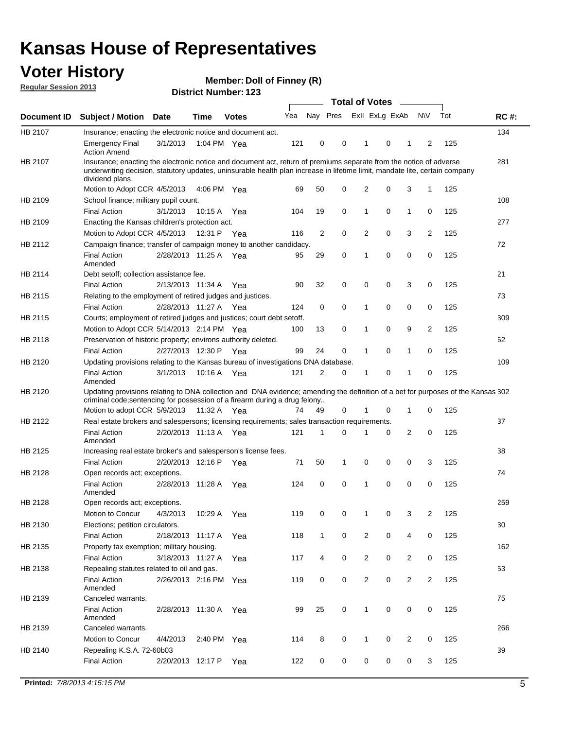# Kansas House of Representatives

## Voter History

**Regular Session 2013**

**Member: Doll of Finney (R)**

**District Number: 123**

| Document ID | Subject / Motion | Date | Time | Votes | Yea | Nay | Pres | ExII | ExLg | ExAb | N\V | Tot | RC #: |
|---|---|---|---|---|---|---|---|---|---|---|---|---|---|
| HB 2107 | Insurance; enacting the electronic notice and document act. | | | | | | | | | | | | 134 |
| | Emergency Final Action Amend | 3/1/2013 | 1:04 PM | Yea | 121 | 0 | 0 | 1 | 0 | 1 | 2 | 125 | |
| HB 2107 | Insurance; enacting the electronic notice and document act, return of premiums separate from the notice of adverse underwriting decision, statutory updates, uninsurable health plan increase in lifetime limit, mandate lite, certain company dividend plans. | | | | | | | | | | | | 281 |
| | Motion to Adopt CCR | 4/5/2013 | 4:06 PM | Yea | 69 | 50 | 0 | 2 | 0 | 3 | 1 | 125 | |
| HB 2109 | School finance; military pupil count. | | | | | | | | | | | | 108 |
| | Final Action | 3/1/2013 | 10:15 A | Yea | 104 | 19 | 0 | 1 | 0 | 1 | 0 | 125 | |
| HB 2109 | Enacting the Kansas children's protection act. | | | | | | | | | | | | 277 |
| | Motion to Adopt CCR | 4/5/2013 | 12:31 P | Yea | 116 | 2 | 0 | 2 | 0 | 3 | 2 | 125 | |
| HB 2112 | Campaign finance; transfer of campaign money to another candidacy. | | | | | | | | | | | | 72 |
| | Final Action Amended | 2/28/2013 | 11:25 A | Yea | 95 | 29 | 0 | 1 | 0 | 0 | 0 | 125 | |
| HB 2114 | Debt setoff; collection assistance fee. | | | | | | | | | | | | 21 |
| | Final Action | 2/13/2013 | 11:34 A | Yea | 90 | 32 | 0 | 0 | 0 | 3 | 0 | 125 | |
| HB 2115 | Relating to the employment of retired judges and justices. | | | | | | | | | | | | 73 |
| | Final Action | 2/28/2013 | 11:27 A | Yea | 124 | 0 | 0 | 1 | 0 | 0 | 0 | 125 | |
| HB 2115 | Courts; employment of retired judges and justices; court debt setoff. | | | | | | | | | | | | 309 |
| | Motion to Adopt CCR | 5/14/2013 | 2:14 PM | Yea | 100 | 13 | 0 | 1 | 0 | 9 | 2 | 125 | |
| HB 2118 | Preservation of historic property; environs authority deleted. | | | | | | | | | | | | 62 |
| | Final Action | 2/27/2013 | 12:30 P | Yea | 99 | 24 | 0 | 1 | 0 | 1 | 0 | 125 | |
| HB 2120 | Updating provisions relating to the Kansas bureau of investigations DNA database. | | | | | | | | | | | | 109 |
| | Final Action Amended | 3/1/2013 | 10:16 A | Yea | 121 | 2 | 0 | 1 | 0 | 1 | 0 | 125 | |
| HB 2120 | Updating provisions relating to DNA collection and DNA evidence; amending the definition of a bet for purposes of the Kansas criminal code;sentencing for possession of a firearm during a drug felony.. | | | | | | | | | | | | 302 |
| | Motion to adopt CCR | 5/9/2013 | 11:32 A | Yea | 74 | 49 | 0 | 1 | 0 | 1 | 0 | 125 | |
| HB 2122 | Real estate brokers and salespersons; licensing requirements; sales transaction requirements. | | | | | | | | | | | | 37 |
| | Final Action Amended | 2/20/2013 | 11:13 A | Yea | 121 | 1 | 0 | 1 | 0 | 2 | 0 | 125 | |
| HB 2125 | Increasing real estate broker's and salesperson's license fees. | | | | | | | | | | | | 38 |
| | Final Action | 2/20/2013 | 12:16 P | Yea | 71 | 50 | 1 | 0 | 0 | 0 | 3 | 125 | |
| HB 2128 | Open records act; exceptions. | | | | | | | | | | | | 74 |
| | Final Action Amended | 2/28/2013 | 11:28 A | Yea | 124 | 0 | 0 | 1 | 0 | 0 | 0 | 125 | |
| HB 2128 | Open records act; exceptions. | | | | | | | | | | | | 259 |
| | Motion to Concur | 4/3/2013 | 10:29 A | Yea | 119 | 0 | 0 | 1 | 0 | 3 | 2 | 125 | |
| HB 2130 | Elections; petition circulators. | | | | | | | | | | | | 30 |
| | Final Action | 2/18/2013 | 11:17 A | Yea | 118 | 1 | 0 | 2 | 0 | 4 | 0 | 125 | |
| HB 2135 | Property tax exemption; military housing. | | | | | | | | | | | | 162 |
| | Final Action | 3/18/2013 | 11:27 A | Yea | 117 | 4 | 0 | 2 | 0 | 2 | 0 | 125 | |
| HB 2138 | Repealing statutes related to oil and gas. | | | | | | | | | | | | 53 |
| | Final Action Amended | 2/26/2013 | 2:16 PM | Yea | 119 | 0 | 0 | 2 | 0 | 2 | 2 | 125 | |
| HB 2139 | Canceled warrants. | | | | | | | | | | | | 75 |
| | Final Action Amended | 2/28/2013 | 11:30 A | Yea | 99 | 25 | 0 | 1 | 0 | 0 | 0 | 125 | |
| HB 2139 | Canceled warrants. | | | | | | | | | | | | 266 |
| | Motion to Concur | 4/4/2013 | 2:40 PM | Yea | 114 | 8 | 0 | 1 | 0 | 2 | 0 | 125 | |
| HB 2140 | Repealing K.S.A. 72-60b03 | | | | | | | | | | | | 39 |
| | Final Action | 2/20/2013 | 12:17 P | Yea | 122 | 0 | 0 | 0 | 0 | 0 | 3 | 125 | |

**Printed:** *7/8/2013 4:15:15 PM*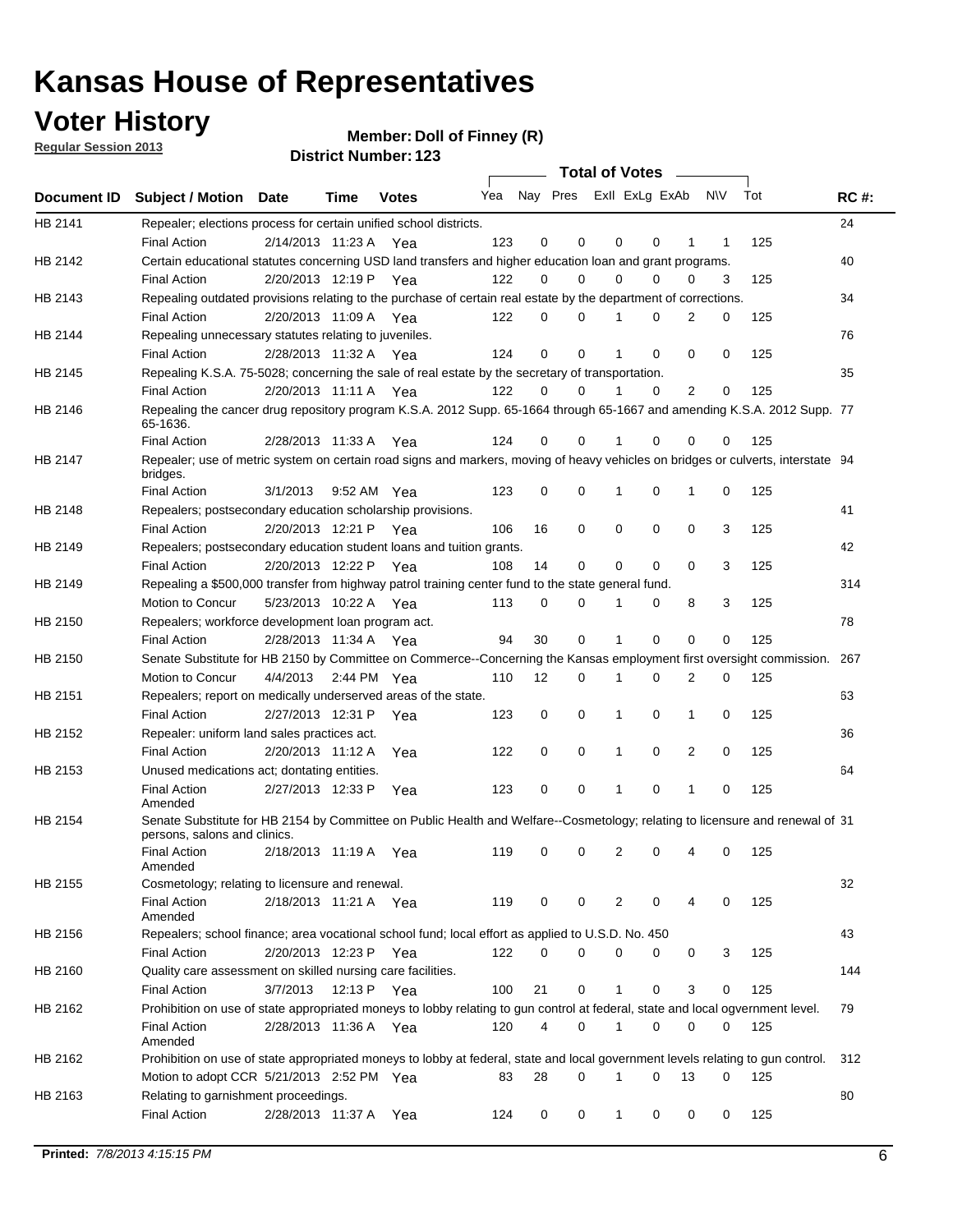# Kansas House of Representatives

## Voter History

**Regular Session 2013**

**Member: Doll of Finney (R)**

**District Number: 123**

| Document ID | Subject / Motion | Date | Time | Votes | Yea | Nay | Pres | ExII | ExLg | ExAb | N\V | Tot | RC #: |
|---|---|---|---|---|---|---|---|---|---|---|---|---|---|
| HB 2141 | Repealer; elections process for certain unified school districts. | | | | | | | | | | | | 24 |
| | Final Action | 2/14/2013 | 11:23 A | Yea | 123 | 0 | 0 | 0 | 0 | 1 | 1 | 125 | |
| HB 2142 | Certain educational statutes concerning USD land transfers and higher education loan and grant programs. | | | | | | | | | | | | 40 |
| | Final Action | 2/20/2013 | 12:19 P | Yea | 122 | 0 | 0 | 0 | 0 | 0 | 3 | 125 | |
| HB 2143 | Repealing outdated provisions relating to the purchase of certain real estate by the department of corrections. | | | | | | | | | | | | 34 |
| | Final Action | 2/20/2013 | 11:09 A | Yea | 122 | 0 | 0 | 1 | 0 | 2 | 0 | 125 | |
| HB 2144 | Repealing unnecessary statutes relating to juveniles. | | | | | | | | | | | | 76 |
| | Final Action | 2/28/2013 | 11:32 A | Yea | 124 | 0 | 0 | 1 | 0 | 0 | 0 | 125 | |
| HB 2145 | Repealing K.S.A. 75-5028; concerning the sale of real estate by the secretary of transportation. | | | | | | | | | | | | 35 |
| | Final Action | 2/20/2013 | 11:11 A | Yea | 122 | 0 | 0 | 1 | 0 | 2 | 0 | 125 | |
| HB 2146 | Repealing the cancer drug repository program K.S.A. 2012 Supp. 65-1664 through 65-1667 and amending K.S.A. 2012 Supp. 65-1636. | | | | | | | | | | | | 77 |
| | Final Action | 2/28/2013 | 11:33 A | Yea | 124 | 0 | 0 | 1 | 0 | 0 | 0 | 125 | |
| HB 2147 | Repealer; use of metric system on certain road signs and markers, moving of heavy vehicles on bridges or culverts, interstate bridges. | | | | | | | | | | | | 94 |
| | Final Action | 3/1/2013 | 9:52 AM | Yea | 123 | 0 | 0 | 1 | 0 | 1 | 0 | 125 | |
| HB 2148 | Repealers; postsecondary education scholarship provisions. | | | | | | | | | | | | 41 |
| | Final Action | 2/20/2013 | 12:21 P | Yea | 106 | 16 | 0 | 0 | 0 | 0 | 3 | 125 | |
| HB 2149 | Repealers; postsecondary education student loans and tuition grants. | | | | | | | | | | | | 42 |
| | Final Action | 2/20/2013 | 12:22 P | Yea | 108 | 14 | 0 | 0 | 0 | 0 | 3 | 125 | |
| HB 2149 | Repealing a $500,000 transfer from highway patrol training center fund to the state general fund. | | | | | | | | | | | | 314 |
| | Motion to Concur | 5/23/2013 | 10:22 A | Yea | 113 | 0 | 0 | 1 | 0 | 8 | 3 | 125 | |
| HB 2150 | Repealers; workforce development loan program act. | | | | | | | | | | | | 78 |
| | Final Action | 2/28/2013 | 11:34 A | Yea | 94 | 30 | 0 | 1 | 0 | 0 | 0 | 125 | |
| HB 2150 | Senate Substitute for HB 2150 by Committee on Commerce--Concerning the Kansas employment first oversight commission. | | | | | | | | | | | | 267 |
| | Motion to Concur | 4/4/2013 | 2:44 PM | Yea | 110 | 12 | 0 | 1 | 0 | 2 | 0 | 125 | |
| HB 2151 | Repealers; report on medically underserved areas of the state. | | | | | | | | | | | | 63 |
| | Final Action | 2/27/2013 | 12:31 P | Yea | 123 | 0 | 0 | 1 | 0 | 1 | 0 | 125 | |
| HB 2152 | Repealer: uniform land sales practices act. | | | | | | | | | | | | 36 |
| | Final Action | 2/20/2013 | 11:12 A | Yea | 122 | 0 | 0 | 1 | 0 | 2 | 0 | 125 | |
| HB 2153 | Unused medications act; dontating entities. | | | | | | | | | | | | 64 |
| | Final Action Amended | 2/27/2013 | 12:33 P | Yea | 123 | 0 | 0 | 1 | 0 | 1 | 0 | 125 | |
| HB 2154 | Senate Substitute for HB 2154 by Committee on Public Health and Welfare--Cosmetology; relating to licensure and renewal of persons, salons and clinics. | | | | | | | | | | | | 31 |
| | Final Action Amended | 2/18/2013 | 11:19 A | Yea | 119 | 0 | 0 | 2 | 0 | 4 | 0 | 125 | |
| HB 2155 | Cosmetology; relating to licensure and renewal. | | | | | | | | | | | | 32 |
| | Final Action Amended | 2/18/2013 | 11:21 A | Yea | 119 | 0 | 0 | 2 | 0 | 4 | 0 | 125 | |
| HB 2156 | Repealers; school finance; area vocational school fund; local effort as applied to U.S.D. No. 450 | | | | | | | | | | | | 43 |
| | Final Action | 2/20/2013 | 12:23 P | Yea | 122 | 0 | 0 | 0 | 0 | 0 | 3 | 125 | |
| HB 2160 | Quality care assessment on skilled nursing care facilities. | | | | | | | | | | | | 144 |
| | Final Action | 3/7/2013 | 12:13 P | Yea | 100 | 21 | 0 | 1 | 0 | 3 | 0 | 125 | |
| HB 2162 | Prohibition on use of state appropriated moneys to lobby relating to gun control at federal, state and local ogvernment level. | | | | | | | | | | | | 79 |
| | Final Action Amended | 2/28/2013 | 11:36 A | Yea | 120 | 4 | 0 | 1 | 0 | 0 | 0 | 125 | |
| HB 2162 | Prohibition on use of state appropriated moneys to lobby at federal, state and local government levels relating to gun control. | | | | | | | | | | | | 312 |
| | Motion to adopt CCR | 5/21/2013 | 2:52 PM | Yea | 83 | 28 | 0 | 1 | 0 | 13 | 0 | 125 | |
| HB 2163 | Relating to garnishment proceedings. | | | | | | | | | | | | 80 |
| | Final Action | 2/28/2013 | 11:37 A | Yea | 124 | 0 | 0 | 1 | 0 | 0 | 0 | 125 | |

**Printed:** 7/8/2013 4:15:15 PM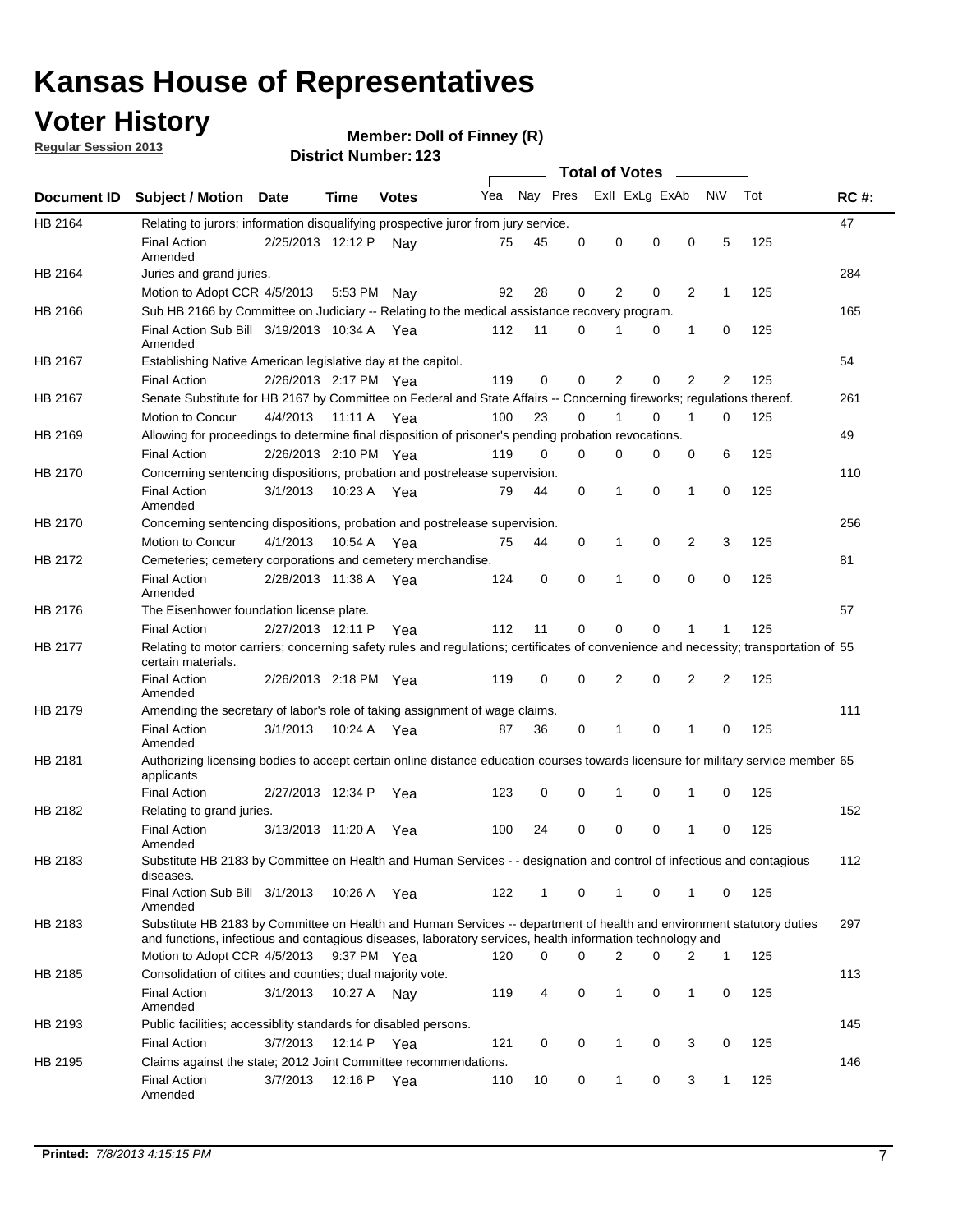# Kansas House of Representatives

## Voter History

**Regular Session 2013**

**Member: Doll of Finney (R)**

**District Number: 123**

| Document ID | Subject / Motion | Date | Time | Votes | Yea | Nay | Pres | Exll | ExLg | ExAb | N\V | Tot | RC #: |
|---|---|---|---|---|---|---|---|---|---|---|---|---|---|
| HB 2164 | Relating to jurors; information disqualifying prospective juror from jury service. | | | | | | | | | | | | 47 |
| | Final Action Amended | 2/25/2013 | 12:12 P | Nay | 75 | 45 | 0 | 0 | 0 | 0 | 5 | 125 | |
| HB 2164 | Juries and grand juries. | | | | | | | | | | | | 284 |
| | Motion to Adopt CCR | 4/5/2013 | 5:53 PM | Nay | 92 | 28 | 0 | 2 | 0 | 2 | 1 | 125 | |
| HB 2166 | Sub HB 2166 by Committee on Judiciary -- Relating to the medical assistance recovery program. | | | | | | | | | | | | 165 |
| | Final Action Sub Bill Amended | 3/19/2013 | 10:34 A | Yea | 112 | 11 | 0 | 1 | 0 | 1 | 0 | 125 | |
| HB 2167 | Establishing Native American legislative day at the capitol. | | | | | | | | | | | | 54 |
| | Final Action | 2/26/2013 | 2:17 PM | Yea | 119 | 0 | 0 | 2 | 0 | 2 | 2 | 125 | |
| HB 2167 | Senate Substitute for HB 2167 by Committee on Federal and State Affairs -- Concerning fireworks; regulations thereof. | | | | | | | | | | | | 261 |
| | Motion to Concur | 4/4/2013 | 11:11 A | Yea | 100 | 23 | 0 | 1 | 0 | 1 | 0 | 125 | |
| HB 2169 | Allowing for proceedings to determine final disposition of prisoner's pending probation revocations. | | | | | | | | | | | | 49 |
| | Final Action | 2/26/2013 | 2:10 PM | Yea | 119 | 0 | 0 | 0 | 0 | 0 | 6 | 125 | |
| HB 2170 | Concerning sentencing dispositions, probation and postrelease supervision. | | | | | | | | | | | | 110 |
| | Final Action Amended | 3/1/2013 | 10:23 A | Yea | 79 | 44 | 0 | 1 | 0 | 1 | 0 | 125 | |
| HB 2170 | Concerning sentencing dispositions, probation and postrelease supervision. | | | | | | | | | | | | 256 |
| | Motion to Concur | 4/1/2013 | 10:54 A | Yea | 75 | 44 | 0 | 1 | 0 | 2 | 3 | 125 | |
| HB 2172 | Cemeteries; cemetery corporations and cemetery merchandise. | | | | | | | | | | | | 81 |
| | Final Action Amended | 2/28/2013 | 11:38 A | Yea | 124 | 0 | 0 | 1 | 0 | 0 | 0 | 125 | |
| HB 2176 | The Eisenhower foundation license plate. | | | | | | | | | | | | 57 |
| | Final Action | 2/27/2013 | 12:11 P | Yea | 112 | 11 | 0 | 0 | 0 | 1 | 1 | 125 | |
| HB 2177 | Relating to motor carriers; concerning safety rules and regulations; certificates of convenience and necessity; transportation of certain materials. | | | | | | | | | | | | 55 |
| | Final Action Amended | 2/26/2013 | 2:18 PM | Yea | 119 | 0 | 0 | 2 | 0 | 2 | 2 | 125 | |
| HB 2179 | Amending the secretary of labor's role of taking assignment of wage claims. | | | | | | | | | | | | 111 |
| | Final Action Amended | 3/1/2013 | 10:24 A | Yea | 87 | 36 | 0 | 1 | 0 | 1 | 0 | 125 | |
| HB 2181 | Authorizing licensing bodies to accept certain online distance education courses towards licensure for military service member applicants | | | | | | | | | | | | 65 |
| | Final Action | 2/27/2013 | 12:34 P | Yea | 123 | 0 | 0 | 1 | 0 | 1 | 0 | 125 | |
| HB 2182 | Relating to grand juries. | | | | | | | | | | | | 152 |
| | Final Action Amended | 3/13/2013 | 11:20 A | Yea | 100 | 24 | 0 | 0 | 0 | 1 | 0 | 125 | |
| HB 2183 | Substitute HB 2183 by Committee on Health and Human Services - - designation and control of infectious and contagious diseases. | | | | | | | | | | | | 112 |
| | Final Action Sub Bill Amended | 3/1/2013 | 10:26 A | Yea | 122 | 1 | 0 | 1 | 0 | 1 | 0 | 125 | |
| HB 2183 | Substitute HB 2183 by Committee on Health and Human Services -- department of health and environment statutory duties and functions, infectious and contagious diseases, laboratory services, health information technology and | | | | | | | | | | | | 297 |
| | Motion to Adopt CCR | 4/5/2013 | 9:37 PM | Yea | 120 | 0 | 0 | 2 | 0 | 2 | 1 | 125 | |
| HB 2185 | Consolidation of citites and counties; dual majority vote. | | | | | | | | | | | | 113 |
| | Final Action Amended | 3/1/2013 | 10:27 A | Nay | 119 | 4 | 0 | 1 | 0 | 1 | 0 | 125 | |
| HB 2193 | Public facilities; accessiblity standards for disabled persons. | | | | | | | | | | | | 145 |
| | Final Action | 3/7/2013 | 12:14 P | Yea | 121 | 0 | 0 | 1 | 0 | 3 | 0 | 125 | |
| HB 2195 | Claims against the state; 2012 Joint Committee recommendations. | | | | | | | | | | | | 146 |
| | Final Action Amended | 3/7/2013 | 12:16 P | Yea | 110 | 10 | 0 | 1 | 0 | 3 | 1 | 125 | |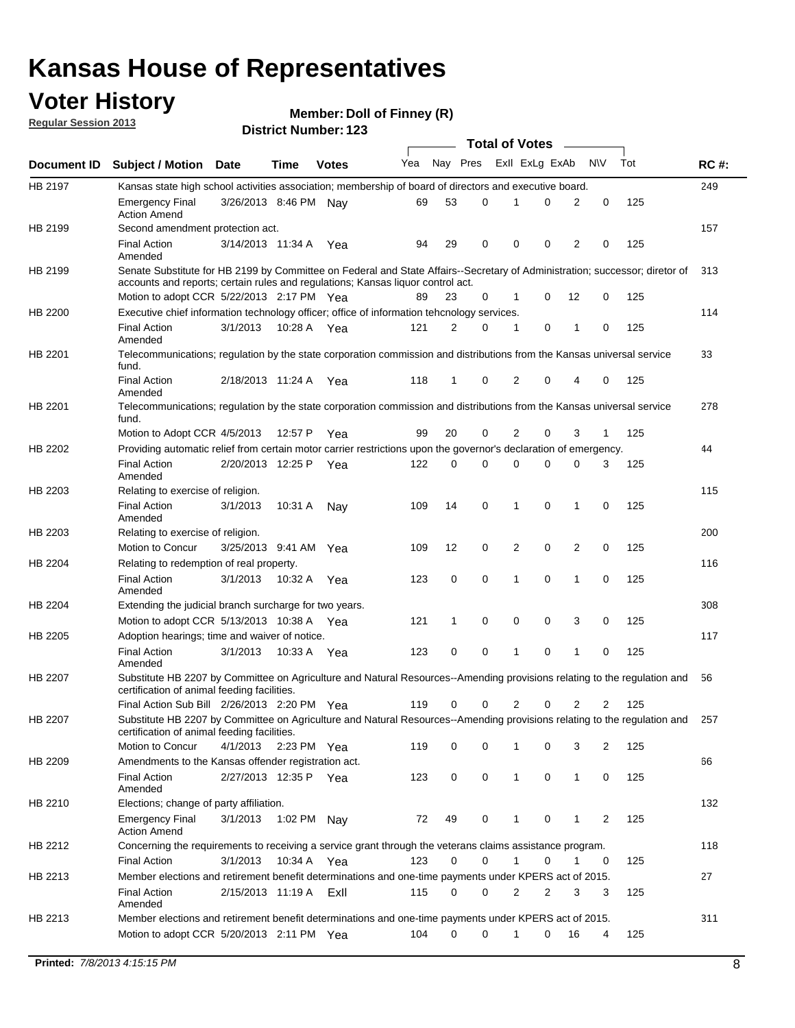# Kansas House of Representatives

## Voter History

**Regular Session 2013**

**Member: Doll of Finney (R)**

**District Number: 123**

| Document ID | Subject / Motion | Date | Time | Votes | Yea | Nay | Pres | ExII | ExLg | ExAb | N\V | Tot | RC #: |
|---|---|---|---|---|---|---|---|---|---|---|---|---|---|
| HB 2197 | Kansas state high school activities association; membership of board of directors and executive board. | | | | | | | | | | | | 249 |
| | Emergency Final Action Amend | 3/26/2013 | 8:46 PM | Nay | 69 | 53 | 0 | 1 | 0 | 2 | 0 | 125 | |
| HB 2199 | Second amendment protection act. | | | | | | | | | | | | 157 |
| | Final Action Amended | 3/14/2013 | 11:34 A | Yea | 94 | 29 | 0 | 0 | 0 | 2 | 0 | 125 | |
| HB 2199 | Senate Substitute for HB 2199 by Committee on Federal and State Affairs--Secretary of Administration; successor; diretor of accounts and reports; certain rules and regulations; Kansas liquor control act. | | | | | | | | | | | | 313 |
| | Motion to adopt CCR | 5/22/2013 | 2:17 PM | Yea | 89 | 23 | 0 | 1 | 0 | 12 | 0 | 125 | |
| HB 2200 | Executive chief information technology officer; office of information tehcnology services. | | | | | | | | | | | | 114 |
| | Final Action Amended | 3/1/2013 | 10:28 A | Yea | 121 | 2 | 0 | 1 | 0 | 1 | 0 | 125 | |
| HB 2201 | Telecommunications; regulation by the state corporation commission and distributions from the Kansas universal service fund. | | | | | | | | | | | | 33 |
| | Final Action Amended | 2/18/2013 | 11:24 A | Yea | 118 | 1 | 0 | 2 | 0 | 4 | 0 | 125 | |
| HB 2201 | Telecommunications; regulation by the state corporation commission and distributions from the Kansas universal service fund. | | | | | | | | | | | | 278 |
| | Motion to Adopt CCR | 4/5/2013 | 12:57 P | Yea | 99 | 20 | 0 | 2 | 0 | 3 | 1 | 125 | |
| HB 2202 | Providing automatic relief from certain motor carrier restrictions upon the governor's declaration of emergency. | | | | | | | | | | | | 44 |
| | Final Action Amended | 2/20/2013 | 12:25 P | Yea | 122 | 0 | 0 | 0 | 0 | 0 | 3 | 125 | |
| HB 2203 | Relating to exercise of religion. | | | | | | | | | | | | 115 |
| | Final Action Amended | 3/1/2013 | 10:31 A | Nay | 109 | 14 | 0 | 1 | 0 | 1 | 0 | 125 | |
| HB 2203 | Relating to exercise of religion. | | | | | | | | | | | | 200 |
| | Motion to Concur | 3/25/2013 | 9:41 AM | Yea | 109 | 12 | 0 | 2 | 0 | 2 | 0 | 125 | |
| HB 2204 | Relating to redemption of real property. | | | | | | | | | | | | 116 |
| | Final Action Amended | 3/1/2013 | 10:32 A | Yea | 123 | 0 | 0 | 1 | 0 | 1 | 0 | 125 | |
| HB 2204 | Extending the judicial branch surcharge for two years. | | | | | | | | | | | | 308 |
| | Motion to adopt CCR | 5/13/2013 | 10:38 A | Yea | 121 | 1 | 0 | 0 | 0 | 3 | 0 | 125 | |
| HB 2205 | Adoption hearings; time and waiver of notice. | | | | | | | | | | | | 117 |
| | Final Action Amended | 3/1/2013 | 10:33 A | Yea | 123 | 0 | 0 | 1 | 0 | 1 | 0 | 125 | |
| HB 2207 | Substitute HB 2207 by Committee on Agriculture and Natural Resources--Amending provisions relating to the regulation and certification of animal feeding facilities. | | | | | | | | | | | | 56 |
| | Final Action Sub Bill | 2/26/2013 | 2:20 PM | Yea | 119 | 0 | 0 | 2 | 0 | 2 | 2 | 125 | |
| HB 2207 | Substitute HB 2207 by Committee on Agriculture and Natural Resources--Amending provisions relating to the regulation and certification of animal feeding facilities. | | | | | | | | | | | | 257 |
| | Motion to Concur | 4/1/2013 | 2:23 PM | Yea | 119 | 0 | 0 | 1 | 0 | 3 | 2 | 125 | |
| HB 2209 | Amendments to the Kansas offender registration act. | | | | | | | | | | | | 66 |
| | Final Action Amended | 2/27/2013 | 12:35 P | Yea | 123 | 0 | 0 | 1 | 0 | 1 | 0 | 125 | |
| HB 2210 | Elections; change of party affiliation. | | | | | | | | | | | | 132 |
| | Emergency Final Action Amend | 3/1/2013 | 1:02 PM | Nay | 72 | 49 | 0 | 1 | 0 | 1 | 2 | 125 | |
| HB 2212 | Concerning the requirements to receiving a service grant through the veterans claims assistance program. | | | | | | | | | | | | 118 |
| | Final Action | 3/1/2013 | 10:34 A | Yea | 123 | 0 | 0 | 1 | 0 | 1 | 0 | 125 | |
| HB 2213 | Member elections and retirement benefit determinations and one-time payments under KPERS act of 2015. | | | | | | | | | | | | 27 |
| | Final Action Amended | 2/15/2013 | 11:19 A | ExII | 115 | 0 | 0 | 2 | 2 | 3 | 3 | 125 | |
| HB 2213 | Member elections and retirement benefit determinations and one-time payments under KPERS act of 2015. | | | | | | | | | | | | 311 |
| | Motion to adopt CCR | 5/20/2013 | 2:11 PM | Yea | 104 | 0 | 0 | 1 | 0 | 16 | 4 | 125 | |

**Printed:** *7/8/2013 4:15:15 PM*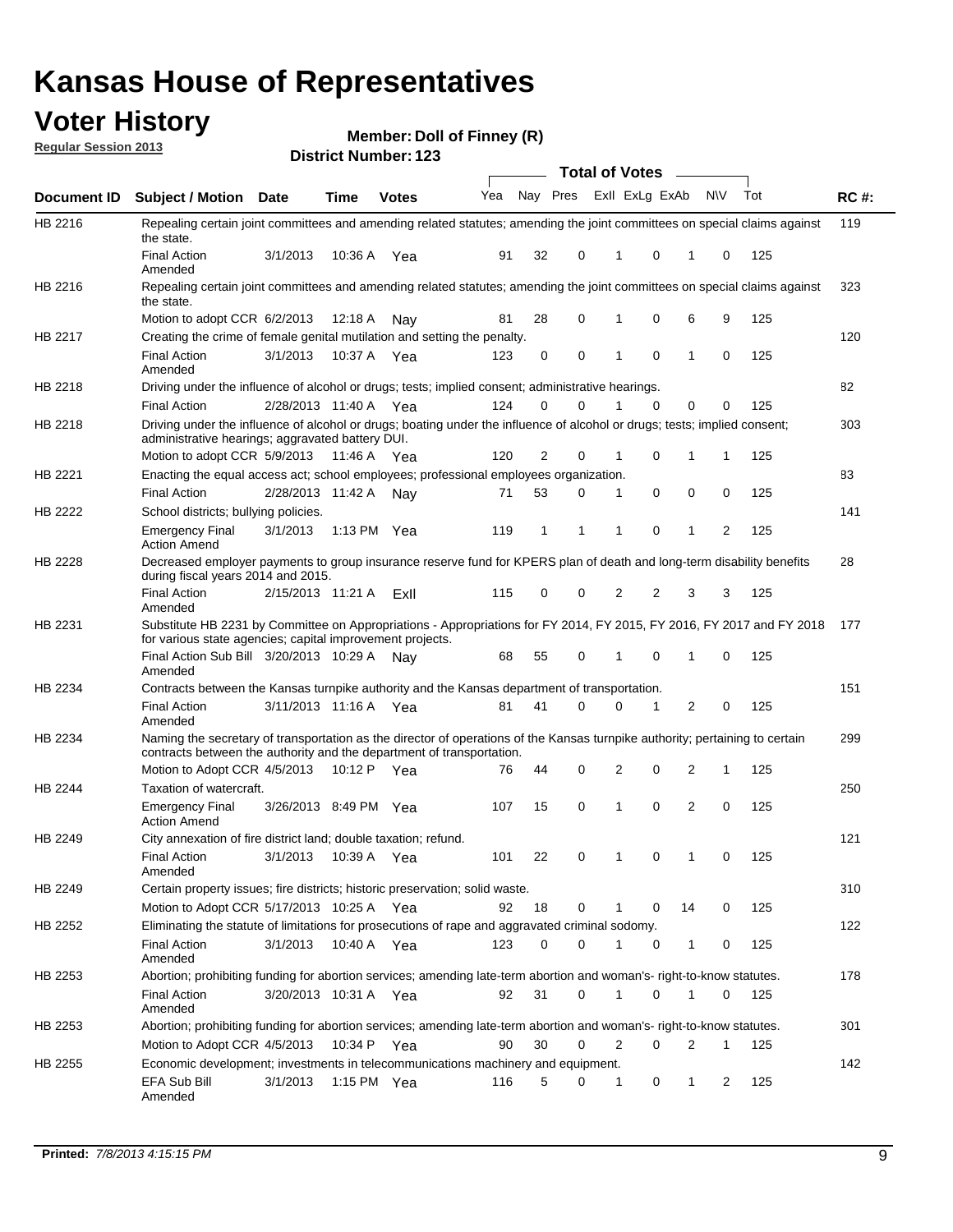# Kansas House of Representatives

## Voter History

**Regular Session 2013**

**Member: Doll of Finney (R)**

**District Number: 123**

| Document ID | Subject / Motion | Date | Time | Votes | Yea | Nay | Pres | ExII | ExLg | ExAb | N\V | Tot | RC #: |
|---|---|---|---|---|---|---|---|---|---|---|---|---|---|
| HB 2216 | Repealing certain joint committees and amending related statutes; amending the joint committees on special claims against the state. | | | | | | | | | | | | 119 |
| | Final Action Amended | 3/1/2013 | 10:36 A | Yea | 91 | 32 | 0 | 1 | 0 | 1 | 0 | 125 | |
| HB 2216 | Repealing certain joint committees and amending related statutes; amending the joint committees on special claims against the state. | | | | | | | | | | | | 323 |
| | Motion to adopt CCR | 6/2/2013 | 12:18 A | Nay | 81 | 28 | 0 | 1 | 0 | 6 | 9 | 125 | |
| HB 2217 | Creating the crime of female genital mutilation and setting the penalty. | | | | | | | | | | | | 120 |
| | Final Action Amended | 3/1/2013 | 10:37 A | Yea | 123 | 0 | 0 | 1 | 0 | 1 | 0 | 125 | |
| HB 2218 | Driving under the influence of alcohol or drugs; tests; implied consent; administrative hearings. | | | | | | | | | | | | 82 |
| | Final Action | 2/28/2013 | 11:40 A | Yea | 124 | 0 | 0 | 1 | 0 | 0 | 0 | 125 | |
| HB 2218 | Driving under the influence of alcohol or drugs; boating under the influence of alcohol or drugs; tests; implied consent; administrative hearings; aggravated battery DUI. | | | | | | | | | | | | 303 |
| | Motion to adopt CCR | 5/9/2013 | 11:46 A | Yea | 120 | 2 | 0 | 1 | 0 | 1 | 1 | 125 | |
| HB 2221 | Enacting the equal access act; school employees; professional employees organization. | | | | | | | | | | | | 83 |
| | Final Action | 2/28/2013 | 11:42 A | Nay | 71 | 53 | 0 | 1 | 0 | 0 | 0 | 125 | |
| HB 2222 | School districts; bullying policies. | | | | | | | | | | | | 141 |
| | Emergency Final Action Amend | 3/1/2013 | 1:13 PM | Yea | 119 | 1 | 1 | 1 | 0 | 1 | 2 | 125 | |
| HB 2228 | Decreased employer payments to group insurance reserve fund for KPERS plan of death and long-term disability benefits during fiscal years 2014 and 2015. | | | | | | | | | | | | 28 |
| | Final Action Amended | 2/15/2013 | 11:21 A | ExII | 115 | 0 | 0 | 2 | 2 | 3 | 3 | 125 | |
| HB 2231 | Substitute HB 2231 by Committee on Appropriations - Appropriations for FY 2014, FY 2015, FY 2016, FY 2017 and FY 2018 for various state agencies; capital improvement projects. | | | | | | | | | | | | 177 |
| | Final Action Sub Bill Amended | 3/20/2013 | 10:29 A | Nay | 68 | 55 | 0 | 1 | 0 | 1 | 0 | 125 | |
| HB 2234 | Contracts between the Kansas turnpike authority and the Kansas department of transportation. | | | | | | | | | | | | 151 |
| | Final Action Amended | 3/11/2013 | 11:16 A | Yea | 81 | 41 | 0 | 0 | 1 | 2 | 0 | 125 | |
| HB 2234 | Naming the secretary of transportation as the director of operations of the Kansas turnpike authority; pertaining to certain contracts between the authority and the department of transportation. | | | | | | | | | | | | 299 |
| | Motion to Adopt CCR | 4/5/2013 | 10:12 P | Yea | 76 | 44 | 0 | 2 | 0 | 2 | 1 | 125 | |
| HB 2244 | Taxation of watercraft. | | | | | | | | | | | | 250 |
| | Emergency Final Action Amend | 3/26/2013 | 8:49 PM | Yea | 107 | 15 | 0 | 1 | 0 | 2 | 0 | 125 | |
| HB 2249 | City annexation of fire district land; double taxation; refund. | | | | | | | | | | | | 121 |
| | Final Action Amended | 3/1/2013 | 10:39 A | Yea | 101 | 22 | 0 | 1 | 0 | 1 | 0 | 125 | |
| HB 2249 | Certain property issues; fire districts; historic preservation; solid waste. | | | | | | | | | | | | 310 |
| | Motion to Adopt CCR | 5/17/2013 | 10:25 A | Yea | 92 | 18 | 0 | 1 | 0 | 14 | 0 | 125 | |
| HB 2252 | Eliminating the statute of limitations for prosecutions of rape and aggravated criminal sodomy. | | | | | | | | | | | | 122 |
| | Final Action Amended | 3/1/2013 | 10:40 A | Yea | 123 | 0 | 0 | 1 | 0 | 1 | 0 | 125 | |
| HB 2253 | Abortion; prohibiting funding for abortion services; amending late-term abortion and woman's- right-to-know statutes. | | | | | | | | | | | | 178 |
| | Final Action Amended | 3/20/2013 | 10:31 A | Yea | 92 | 31 | 0 | 1 | 0 | 1 | 0 | 125 | |
| HB 2253 | Abortion; prohibiting funding for abortion services; amending late-term abortion and woman's- right-to-know statutes. | | | | | | | | | | | | 301 |
| | Motion to Adopt CCR | 4/5/2013 | 10:34 P | Yea | 90 | 30 | 0 | 2 | 0 | 2 | 1 | 125 | |
| HB 2255 | Economic development; investments in telecommunications machinery and equipment. | | | | | | | | | | | | 142 |
| | EFA Sub Bill Amended | 3/1/2013 | 1:15 PM | Yea | 116 | 5 | 0 | 1 | 0 | 1 | 2 | 125 | |

**Printed:** *7/8/2013 4:15:15 PM*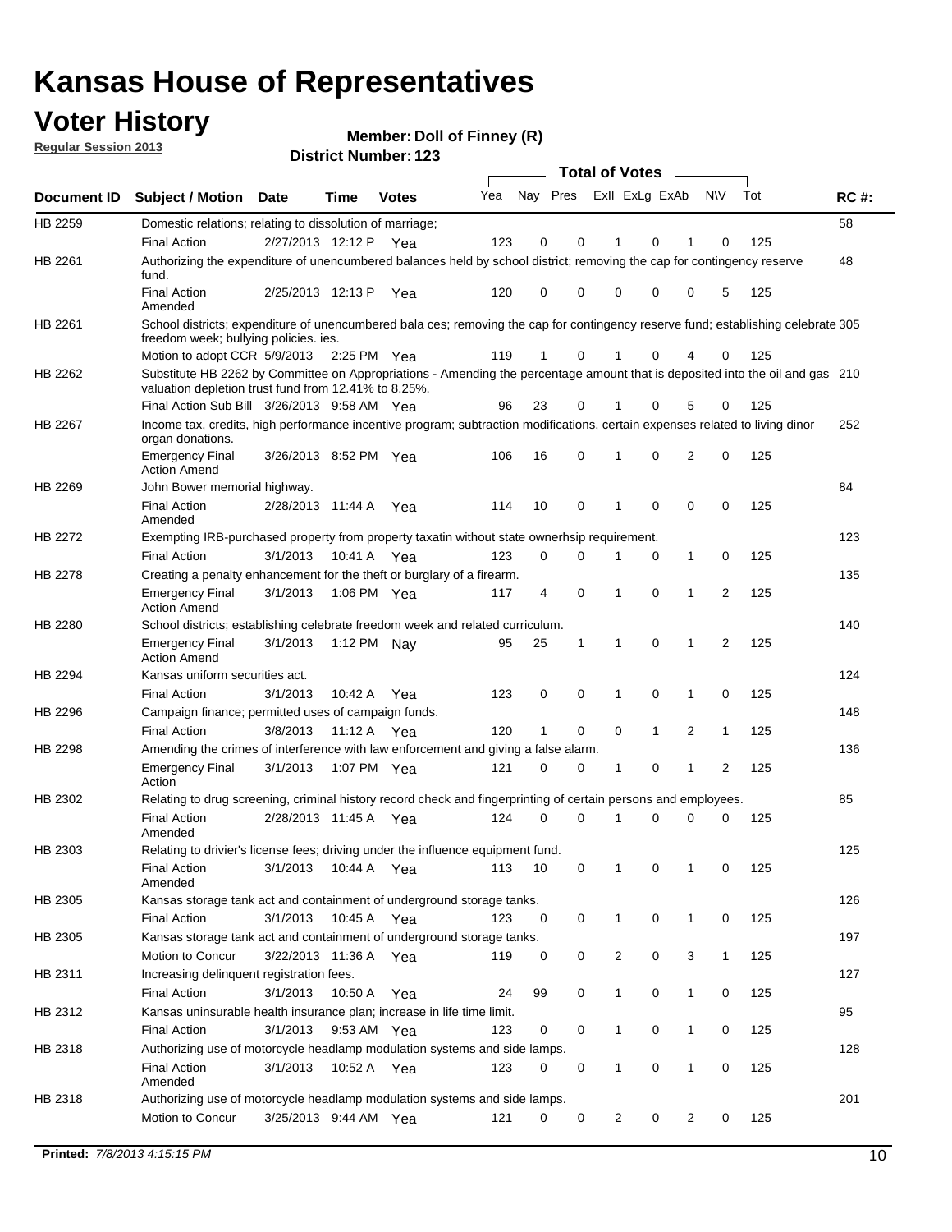# Kansas House of Representatives

## Voter History

**Regular Session 2013**

**Member: Doll of Finney (R)**

**District Number: 123**

| Document ID | Subject / Motion | Date | Time | Votes | Yea | Nay | Pres | ExII | ExLg | ExAb | N\V | Tot | RC #: |
|---|---|---|---|---|---|---|---|---|---|---|---|---|---|
| HB 2259 | Domestic relations; relating to dissolution of marriage; | | | | | | | | | | | | 58 |
| | Final Action | 2/27/2013 | 12:12 P | Yea | 123 | 0 | 0 | 1 | 0 | 1 | 0 | 125 | |
| HB 2261 | Authorizing the expenditure of unencumbered balances held by school district; removing the cap for contingency reserve fund. | | | | | | | | | | | | 48 |
| | Final Action Amended | 2/25/2013 | 12:13 P | Yea | 120 | 0 | 0 | 0 | 0 | 0 | 5 | 125 | |
| HB 2261 | School districts; expenditure of unencumbered bala ces; removing the cap for contingency reserve fund; establishing celebrate freedom week; bullying policies. ies. | | | | | | | | | | | | 305 |
| | Motion to adopt CCR | 5/9/2013 | 2:25 PM | Yea | 119 | 1 | 0 | 1 | 0 | 4 | 0 | 125 | |
| HB 2262 | Substitute HB 2262 by Committee on Appropriations - Amending the percentage amount that is deposited into the oil and gas valuation depletion trust fund from 12.41% to 8.25%. | | | | | | | | | | | | 210 |
| | Final Action Sub Bill | 3/26/2013 | 9:58 AM | Yea | 96 | 23 | 0 | 1 | 0 | 5 | 0 | 125 | |
| HB 2267 | Income tax, credits, high performance incentive program; subtraction modifications, certain expenses related to living dinor organ donations. | | | | | | | | | | | | 252 |
| | Emergency Final Action Amend | 3/26/2013 | 8:52 PM | Yea | 106 | 16 | 0 | 1 | 0 | 2 | 0 | 125 | |
| HB 2269 | John Bower memorial highway. | | | | | | | | | | | | 84 |
| | Final Action Amended | 2/28/2013 | 11:44 A | Yea | 114 | 10 | 0 | 1 | 0 | 0 | 0 | 125 | |
| HB 2272 | Exempting IRB-purchased property from property taxatin without state ownerhsip requirement. | | | | | | | | | | | | 123 |
| | Final Action | 3/1/2013 | 10:41 A | Yea | 123 | 0 | 0 | 1 | 0 | 1 | 0 | 125 | |
| HB 2278 | Creating a penalty enhancement for the theft or burglary of a firearm. | | | | | | | | | | | | 135 |
| | Emergency Final Action Amend | 3/1/2013 | 1:06 PM | Yea | 117 | 4 | 0 | 1 | 0 | 1 | 2 | 125 | |
| HB 2280 | School districts; establishing celebrate freedom week and related curriculum. | | | | | | | | | | | | 140 |
| | Emergency Final Action Amend | 3/1/2013 | 1:12 PM | Nay | 95 | 25 | 1 | 1 | 0 | 1 | 2 | 125 | |
| HB 2294 | Kansas uniform securities act. | | | | | | | | | | | | 124 |
| | Final Action | 3/1/2013 | 10:42 A | Yea | 123 | 0 | 0 | 1 | 0 | 1 | 0 | 125 | |
| HB 2296 | Campaign finance; permitted uses of campaign funds. | | | | | | | | | | | | 148 |
| | Final Action | 3/8/2013 | 11:12 A | Yea | 120 | 1 | 0 | 0 | 1 | 2 | 1 | 125 | |
| HB 2298 | Amending the crimes of interference with law enforcement and giving a false alarm. | | | | | | | | | | | | 136 |
| | Emergency Final Action | 3/1/2013 | 1:07 PM | Yea | 121 | 0 | 0 | 1 | 0 | 1 | 2 | 125 | |
| HB 2302 | Relating to drug screening, criminal history record check and fingerprinting of certain persons and employees. | | | | | | | | | | | | 85 |
| | Final Action Amended | 2/28/2013 | 11:45 A | Yea | 124 | 0 | 0 | 1 | 0 | 0 | 0 | 125 | |
| HB 2303 | Relating to drivier's license fees; driving under the influence equipment fund. | | | | | | | | | | | | 125 |
| | Final Action Amended | 3/1/2013 | 10:44 A | Yea | 113 | 10 | 0 | 1 | 0 | 1 | 0 | 125 | |
| HB 2305 | Kansas storage tank act and containment of underground storage tanks. | | | | | | | | | | | | 126 |
| | Final Action | 3/1/2013 | 10:45 A | Yea | 123 | 0 | 0 | 1 | 0 | 1 | 0 | 125 | |
| HB 2305 | Kansas storage tank act and containment of underground storage tanks. | | | | | | | | | | | | 197 |
| | Motion to Concur | 3/22/2013 | 11:36 A | Yea | 119 | 0 | 0 | 2 | 0 | 3 | 1 | 125 | |
| HB 2311 | Increasing delinquent registration fees. | | | | | | | | | | | | 127 |
| | Final Action | 3/1/2013 | 10:50 A | Yea | 24 | 99 | 0 | 1 | 0 | 1 | 0 | 125 | |
| HB 2312 | Kansas uninsurable health insurance plan; increase in life time limit. | | | | | | | | | | | | 95 |
| | Final Action | 3/1/2013 | 9:53 AM | Yea | 123 | 0 | 0 | 1 | 0 | 1 | 0 | 125 | |
| HB 2318 | Authorizing use of motorcycle headlamp modulation systems and side lamps. | | | | | | | | | | | | 128 |
| | Final Action Amended | 3/1/2013 | 10:52 A | Yea | 123 | 0 | 0 | 1 | 0 | 1 | 0 | 125 | |
| HB 2318 | Authorizing use of motorcycle headlamp modulation systems and side lamps. | | | | | | | | | | | | 201 |
| | Motion to Concur | 3/25/2013 | 9:44 AM | Yea | 121 | 0 | 0 | 2 | 0 | 2 | 0 | 125 | |

**Printed:** *7/8/2013 4:15:15 PM*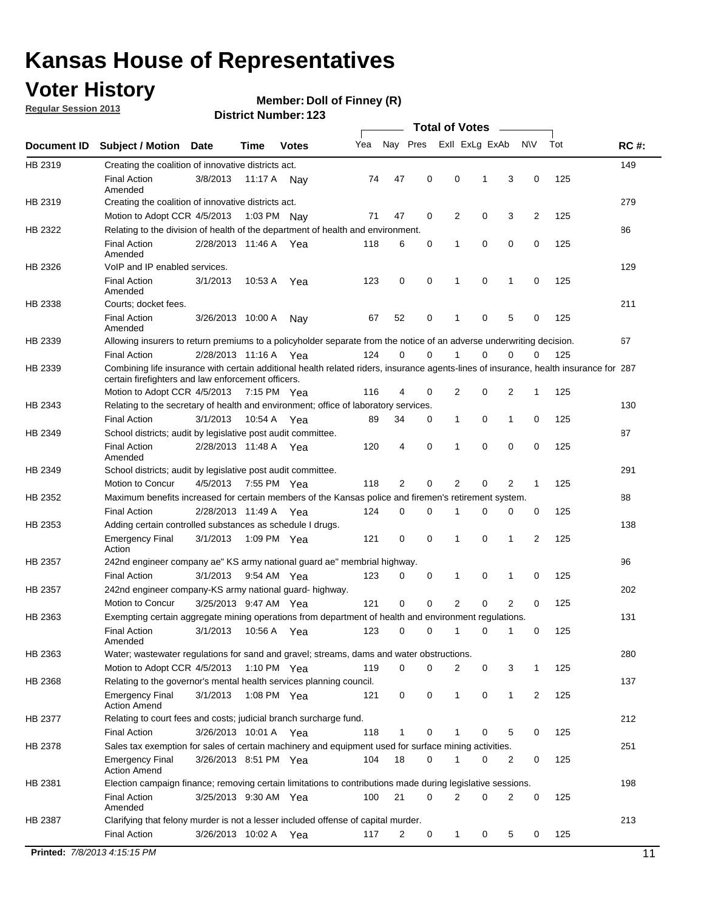# Kansas House of Representatives

## Voter History

**Regular Session 2013**

**Member: Doll of Finney (R)**

**District Number: 123**

| Document ID | Subject / Motion | Date | Time | Votes | Yea | Nay | Pres | ExII | ExLg | ExAb | N\V | Tot | RC #: |
|---|---|---|---|---|---|---|---|---|---|---|---|---|---|
| HB 2319 | Creating the coalition of innovative districts act. | | | | | | | | | | | | 149 |
| | Final Action Amended | 3/8/2013 | 11:17 A | Nay | 74 | 47 | 0 | 0 | 1 | 3 | 0 | 125 | |
| HB 2319 | Creating the coalition of innovative districts act. | | | | | | | | | | | | 279 |
| | Motion to Adopt CCR | 4/5/2013 | 1:03 PM | Nay | 71 | 47 | 0 | 2 | 0 | 3 | 2 | 125 | |
| HB 2322 | Relating to the division of health of the department of health and environment. | | | | | | | | | | | | 86 |
| | Final Action Amended | 2/28/2013 | 11:46 A | Yea | 118 | 6 | 0 | 1 | 0 | 0 | 0 | 125 | |
| HB 2326 | VoIP and IP enabled services. | | | | | | | | | | | | 129 |
| | Final Action Amended | 3/1/2013 | 10:53 A | Yea | 123 | 0 | 0 | 1 | 0 | 1 | 0 | 125 | |
| HB 2338 | Courts; docket fees. | | | | | | | | | | | | 211 |
| | Final Action Amended | 3/26/2013 | 10:00 A | Nay | 67 | 52 | 0 | 1 | 0 | 5 | 0 | 125 | |
| HB 2339 | Allowing insurers to return premiums to a policyholder separate from the notice of an adverse underwriting decision. | | | | | | | | | | | | 67 |
| | Final Action | 2/28/2013 | 11:16 A | Yea | 124 | 0 | 0 | 1 | 0 | 0 | 0 | 125 | |
| HB 2339 | Combining life insurance with certain additional health related riders, insurance agents-lines of insurance, health insurance for certain firefighters and law enforcement officers. | | | | | | | | | | | | 287 |
| | Motion to Adopt CCR | 4/5/2013 | 7:15 PM | Yea | 116 | 4 | 0 | 2 | 0 | 2 | 1 | 125 | |
| HB 2343 | Relating to the secretary of health and environment; office of laboratory services. | | | | | | | | | | | | 130 |
| | Final Action | 3/1/2013 | 10:54 A | Yea | 89 | 34 | 0 | 1 | 0 | 1 | 0 | 125 | |
| HB 2349 | School districts; audit by legislative post audit committee. | | | | | | | | | | | | 87 |
| | Final Action Amended | 2/28/2013 | 11:48 A | Yea | 120 | 4 | 0 | 1 | 0 | 0 | 0 | 125 | |
| HB 2349 | School districts; audit by legislative post audit committee. | | | | | | | | | | | | 291 |
| | Motion to Concur | 4/5/2013 | 7:55 PM | Yea | 118 | 2 | 0 | 2 | 0 | 2 | 1 | 125 | |
| HB 2352 | Maximum benefits increased for certain members of the Kansas police and firemen's retirement system. | | | | | | | | | | | | 88 |
| | Final Action | 2/28/2013 | 11:49 A | Yea | 124 | 0 | 0 | 1 | 0 | 0 | 0 | 125 | |
| HB 2353 | Adding certain controlled substances as schedule I drugs. | | | | | | | | | | | | 138 |
| | Emergency Final Action | 3/1/2013 | 1:09 PM | Yea | 121 | 0 | 0 | 1 | 0 | 1 | 2 | 125 | |
| HB 2357 | 242nd engineer company ae" KS army national guard ae" membrial highway. | | | | | | | | | | | | 96 |
| | Final Action | 3/1/2013 | 9:54 AM | Yea | 123 | 0 | 0 | 1 | 0 | 1 | 0 | 125 | |
| HB 2357 | 242nd engineer company-KS army national guard- highway. | | | | | | | | | | | | 202 |
| | Motion to Concur | 3/25/2013 | 9:47 AM | Yea | 121 | 0 | 0 | 2 | 0 | 2 | 0 | 125 | |
| HB 2363 | Exempting certain aggregate mining operations from department of health and environment regulations. | | | | | | | | | | | | 131 |
| | Final Action Amended | 3/1/2013 | 10:56 A | Yea | 123 | 0 | 0 | 1 | 0 | 1 | 0 | 125 | |
| HB 2363 | Water; wastewater regulations for sand and gravel; streams, dams and water obstructions. | | | | | | | | | | | | 280 |
| | Motion to Adopt CCR | 4/5/2013 | 1:10 PM | Yea | 119 | 0 | 0 | 2 | 0 | 3 | 1 | 125 | |
| HB 2368 | Relating to the governor's mental health services planning council. | | | | | | | | | | | | 137 |
| | Emergency Final Action Amend | 3/1/2013 | 1:08 PM | Yea | 121 | 0 | 0 | 1 | 0 | 1 | 2 | 125 | |
| HB 2377 | Relating to court fees and costs; judicial branch surcharge fund. | | | | | | | | | | | | 212 |
| | Final Action | 3/26/2013 | 10:01 A | Yea | 118 | 1 | 0 | 1 | 0 | 5 | 0 | 125 | |
| HB 2378 | Sales tax exemption for sales of certain machinery and equipment used for surface mining activities. | | | | | | | | | | | | 251 |
| | Emergency Final Action Amend | 3/26/2013 | 8:51 PM | Yea | 104 | 18 | 0 | 1 | 0 | 2 | 0 | 125 | |
| HB 2381 | Election campaign finance; removing certain limitations to contributions made during legislative sessions. | | | | | | | | | | | | 198 |
| | Final Action Amended | 3/25/2013 | 9:30 AM | Yea | 100 | 21 | 0 | 2 | 0 | 2 | 0 | 125 | |
| HB 2387 | Clarifying that felony murder is not a lesser included offense of capital murder. | | | | | | | | | | | | 213 |
| | Final Action | 3/26/2013 | 10:02 A | Yea | 117 | 2 | 0 | 1 | 0 | 5 | 0 | 125 | |

**Printed:** 7/8/2013 4:15:15 PM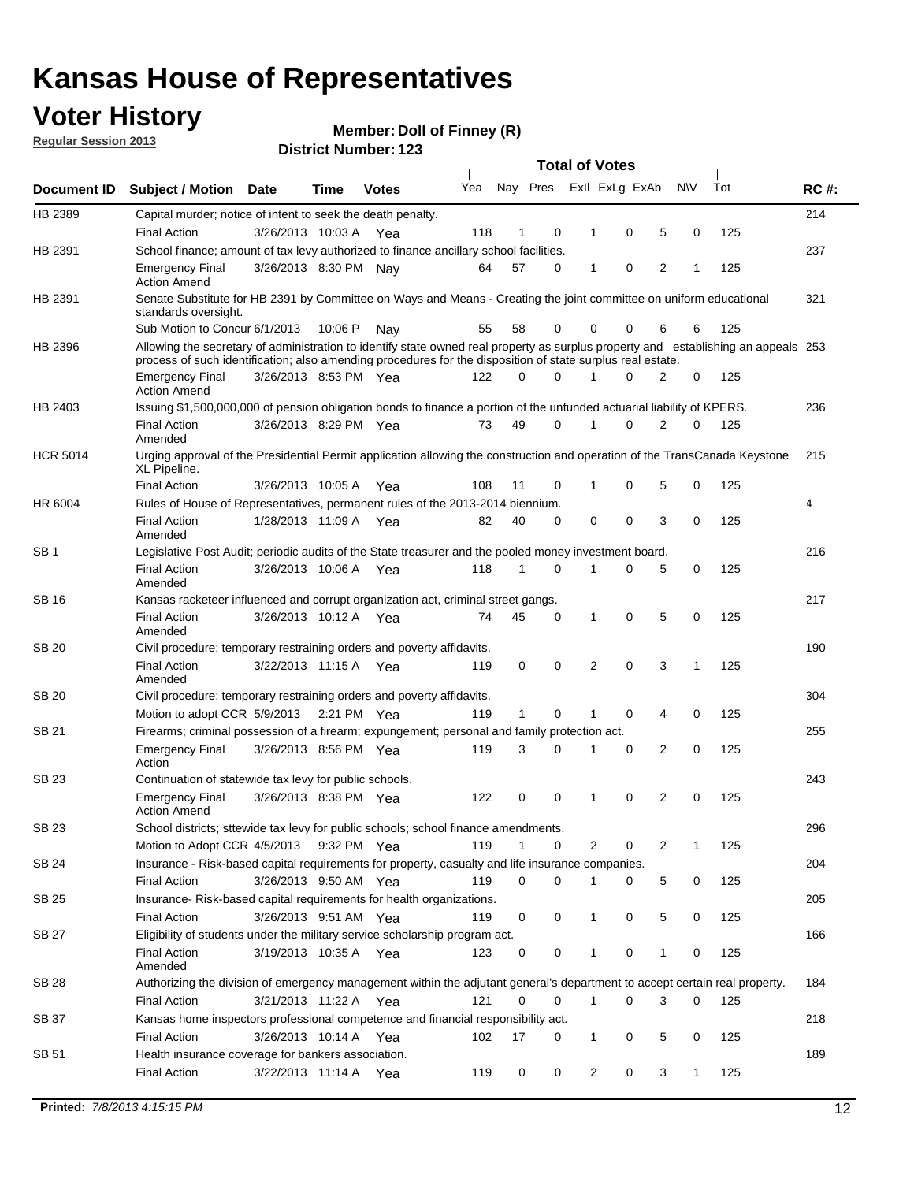# Kansas House of Representatives

## Voter History

**Regular Session 2013**

**Member: Doll of Finney (R)**

**District Number: 123**

| Document ID | Subject / Motion | Date | Time | Votes | Yea | Nay | Pres | Exll | ExLg | ExAb | N\V | Tot | RC #: |
|---|---|---|---|---|---|---|---|---|---|---|---|---|---|
| HB 2389 | Capital murder; notice of intent to seek the death penalty. | | | | | | | | | | | | 214 |
| | Final Action | 3/26/2013 | 10:03 A | Yea | 118 | 1 | 0 | 1 | 0 | 5 | 0 | 125 | |
| HB 2391 | School finance; amount of tax levy authorized to finance ancillary school facilities. | | | | | | | | | | | | 237 |
| | Emergency Final Action Amend | 3/26/2013 | 8:30 PM | Nay | 64 | 57 | 0 | 1 | 0 | 2 | 1 | 125 | |
| HB 2391 | Senate Substitute for HB 2391 by Committee on Ways and Means - Creating the joint committee on uniform educational standards oversight. | | | | | | | | | | | | 321 |
| | Sub Motion to Concur | 6/1/2013 | 10:06 P | Nay | 55 | 58 | 0 | 0 | 0 | 6 | 6 | 125 | |
| HB 2396 | Allowing the secretary of administration to identify state owned real property as surplus property and establishing an appeals process of such identification; also amending procedures for the disposition of state surplus real estate. | | | | | | | | | | | | 253 |
| | Emergency Final Action Amend | 3/26/2013 | 8:53 PM | Yea | 122 | 0 | 0 | 1 | 0 | 2 | 0 | 125 | |
| HB 2403 | Issuing $1,500,000,000 of pension obligation bonds to finance a portion of the unfunded actuarial liability of KPERS. | | | | | | | | | | | | 236 |
| | Final Action Amended | 3/26/2013 | 8:29 PM | Yea | 73 | 49 | 0 | 1 | 0 | 2 | 0 | 125 | |
| HCR 5014 | Urging approval of the Presidential Permit application allowing the construction and operation of the TransCanada Keystone XL Pipeline. | | | | | | | | | | | | 215 |
| | Final Action | 3/26/2013 | 10:05 A | Yea | 108 | 11 | 0 | 1 | 0 | 5 | 0 | 125 | |
| HR 6004 | Rules of House of Representatives, permanent rules of the 2013-2014 biennium. | | | | | | | | | | | | 4 |
| | Final Action Amended | 1/28/2013 | 11:09 A | Yea | 82 | 40 | 0 | 0 | 0 | 3 | 0 | 125 | |
| SB 1 | Legislative Post Audit; periodic audits of the State treasurer and the pooled money investment board. | | | | | | | | | | | | 216 |
| | Final Action Amended | 3/26/2013 | 10:06 A | Yea | 118 | 1 | 0 | 1 | 0 | 5 | 0 | 125 | |
| SB 16 | Kansas racketeer influenced and corrupt organization act, criminal street gangs. | | | | | | | | | | | | 217 |
| | Final Action Amended | 3/26/2013 | 10:12 A | Yea | 74 | 45 | 0 | 1 | 0 | 5 | 0 | 125 | |
| SB 20 | Civil procedure; temporary restraining orders and poverty affidavits. | | | | | | | | | | | | 190 |
| | Final Action Amended | 3/22/2013 | 11:15 A | Yea | 119 | 0 | 0 | 2 | 0 | 3 | 1 | 125 | |
| SB 20 | Civil procedure; temporary restraining orders and poverty affidavits. | | | | | | | | | | | | 304 |
| | Motion to adopt CCR | 5/9/2013 | 2:21 PM | Yea | 119 | 1 | 0 | 1 | 0 | 4 | 0 | 125 | |
| SB 21 | Firearms; criminal possession of a firearm; expungement; personal and family protection act. | | | | | | | | | | | | 255 |
| | Emergency Final Action | 3/26/2013 | 8:56 PM | Yea | 119 | 3 | 0 | 1 | 0 | 2 | 0 | 125 | |
| SB 23 | Continuation of statewide tax levy for public schools. | | | | | | | | | | | | 243 |
| | Emergency Final Action Amend | 3/26/2013 | 8:38 PM | Yea | 122 | 0 | 0 | 1 | 0 | 2 | 0 | 125 | |
| SB 23 | School districts; sttewide tax levy for public schools; school finance amendments. | | | | | | | | | | | | 296 |
| | Motion to Adopt CCR | 4/5/2013 | 9:32 PM | Yea | 119 | 1 | 0 | 2 | 0 | 2 | 1 | 125 | |
| SB 24 | Insurance - Risk-based capital requirements for property, casualty and life insurance companies. | | | | | | | | | | | | 204 |
| | Final Action | 3/26/2013 | 9:50 AM | Yea | 119 | 0 | 0 | 1 | 0 | 5 | 0 | 125 | |
| SB 25 | Insurance- Risk-based capital requirements for health organizations. | | | | | | | | | | | | 205 |
| | Final Action | 3/26/2013 | 9:51 AM | Yea | 119 | 0 | 0 | 1 | 0 | 5 | 0 | 125 | |
| SB 27 | Eligibility of students under the military service scholarship program act. | | | | | | | | | | | | 166 |
| | Final Action Amended | 3/19/2013 | 10:35 A | Yea | 123 | 0 | 0 | 1 | 0 | 1 | 0 | 125 | |
| SB 28 | Authorizing the division of emergency management within the adjutant general's department to accept certain real property. | | | | | | | | | | | | 184 |
| | Final Action | 3/21/2013 | 11:22 A | Yea | 121 | 0 | 0 | 1 | 0 | 3 | 0 | 125 | |
| SB 37 | Kansas home inspectors professional competence and financial responsibility act. | | | | | | | | | | | | 218 |
| | Final Action | 3/26/2013 | 10:14 A | Yea | 102 | 17 | 0 | 1 | 0 | 5 | 0 | 125 | |
| SB 51 | Health insurance coverage for bankers association. | | | | | | | | | | | | 189 |
| | Final Action | 3/22/2013 | 11:14 A | Yea | 119 | 0 | 0 | 2 | 0 | 3 | 1 | 125 | |

**Printed:** *7/8/2013 4:15:15 PM*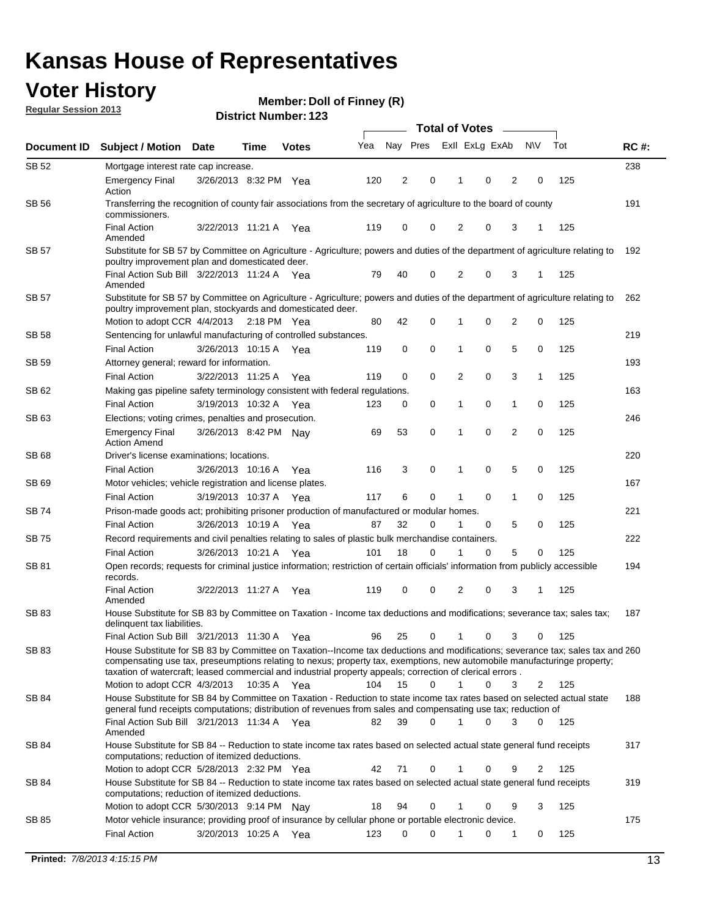# Kansas House of Representatives

## Voter History

**Regular Session 2013**

**Member: Doll of Finney (R)**

**District Number: 123**

| Document ID | Subject / Motion | Date | Time | Votes | Yea | Nay | Pres | ExII | ExLg | ExAb | N\V | Tot | RC #: |
|---|---|---|---|---|---|---|---|---|---|---|---|---|---|
| SB 52 | Mortgage interest rate cap increase. | | | | | | | | | | | | 238 |
| | Emergency Final Action | 3/26/2013 | 8:32 PM | Yea | 120 | 2 | 0 | 1 | 0 | 2 | 0 | 125 | |
| SB 56 | Transferring the recognition of county fair associations from the secretary of agriculture to the board of county commissioners. | | | | | | | | | | | | 191 |
| | Final Action Amended | 3/22/2013 | 11:21 A | Yea | 119 | 0 | 0 | 2 | 0 | 3 | 1 | 125 | |
| SB 57 | Substitute for SB 57 by Committee on Agriculture - Agriculture; powers and duties of the department of agriculture relating to poultry improvement plan and domesticated deer. | | | | | | | | | | | | 192 |
| | Final Action Sub Bill Amended | 3/22/2013 | 11:24 A | Yea | 79 | 40 | 0 | 2 | 0 | 3 | 1 | 125 | |
| SB 57 | Substitute for SB 57 by Committee on Agriculture - Agriculture; powers and duties of the department of agriculture relating to poultry improvement plan, stockyards and domesticated deer. | | | | | | | | | | | | 262 |
| | Motion to adopt CCR | 4/4/2013 | 2:18 PM | Yea | 80 | 42 | 0 | 1 | 0 | 2 | 0 | 125 | |
| SB 58 | Sentencing for unlawful manufacturing of controlled substances. | | | | | | | | | | | | 219 |
| | Final Action | 3/26/2013 | 10:15 A | Yea | 119 | 0 | 0 | 1 | 0 | 5 | 0 | 125 | |
| SB 59 | Attorney general; reward for information. | | | | | | | | | | | | 193 |
| | Final Action | 3/22/2013 | 11:25 A | Yea | 119 | 0 | 0 | 2 | 0 | 3 | 1 | 125 | |
| SB 62 | Making gas pipeline safety terminology consistent with federal regulations. | | | | | | | | | | | | 163 |
| | Final Action | 3/19/2013 | 10:32 A | Yea | 123 | 0 | 0 | 1 | 0 | 1 | 0 | 125 | |
| SB 63 | Elections; voting crimes, penalties and prosecution. | | | | | | | | | | | | 246 |
| | Emergency Final Action Amend | 3/26/2013 | 8:42 PM | Nay | 69 | 53 | 0 | 1 | 0 | 2 | 0 | 125 | |
| SB 68 | Driver's license examinations; locations. | | | | | | | | | | | | 220 |
| | Final Action | 3/26/2013 | 10:16 A | Yea | 116 | 3 | 0 | 1 | 0 | 5 | 0 | 125 | |
| SB 69 | Motor vehicles; vehicle registration and license plates. | | | | | | | | | | | | 167 |
| | Final Action | 3/19/2013 | 10:37 A | Yea | 117 | 6 | 0 | 1 | 0 | 1 | 0 | 125 | |
| SB 74 | Prison-made goods act; prohibiting prisoner production of manufactured or modular homes. | | | | | | | | | | | | 221 |
| | Final Action | 3/26/2013 | 10:19 A | Yea | 87 | 32 | 0 | 1 | 0 | 5 | 0 | 125 | |
| SB 75 | Record requirements and civil penalties relating to sales of plastic bulk merchandise containers. | | | | | | | | | | | | 222 |
| | Final Action | 3/26/2013 | 10:21 A | Yea | 101 | 18 | 0 | 1 | 0 | 5 | 0 | 125 | |
| SB 81 | Open records; requests for criminal justice information; restriction of certain officials' information from publicly accessible records. | | | | | | | | | | | | 194 |
| | Final Action Amended | 3/22/2013 | 11:27 A | Yea | 119 | 0 | 0 | 2 | 0 | 3 | 1 | 125 | |
| SB 83 | House Substitute for SB 83 by Committee on Taxation - Income tax deductions and modifications; severance tax; sales tax; delinquent tax liabilities. | | | | | | | | | | | | 187 |
| | Final Action Sub Bill | 3/21/2013 | 11:30 A | Yea | 96 | 25 | 0 | 1 | 0 | 3 | 0 | 125 | |
| SB 83 | House Substitute for SB 83 by Committee on Taxation--Income tax deductions and modifications; severance tax; sales tax and compensating use tax, preseumptions relating to nexus; property tax, exemptions, new automobile manufacturinge property; taxation of watercraft; leased commercial and industrial property appeals; correction of clerical errors . | | | | | | | | | | | | 260 |
| | Motion to adopt CCR | 4/3/2013 | 10:35 A | Yea | 104 | 15 | 0 | 1 | 0 | 3 | 2 | 125 | |
| SB 84 | House Substitute for SB 84 by Committee on Taxation - Reduction to state income tax rates based on selected actual state general fund receipts computations; distribution of revenues from sales and compensating use tax; reduction of | | | | | | | | | | | | 188 |
| | Final Action Sub Bill Amended | 3/21/2013 | 11:34 A | Yea | 82 | 39 | 0 | 1 | 0 | 3 | 0 | 125 | |
| SB 84 | House Substitute for SB 84 -- Reduction to state income tax rates based on selected actual state general fund receipts computations; reduction of itemized deductions. | | | | | | | | | | | | 317 |
| | Motion to adopt CCR | 5/28/2013 | 2:32 PM | Yea | 42 | 71 | 0 | 1 | 0 | 9 | 2 | 125 | |
| SB 84 | House Substitute for SB 84 -- Reduction to state income tax rates based on selected actual state general fund receipts computations; reduction of itemized deductions. | | | | | | | | | | | | 319 |
| | Motion to adopt CCR | 5/30/2013 | 9:14 PM | Nay | 18 | 94 | 0 | 1 | 0 | 9 | 3 | 125 | |
| SB 85 | Motor vehicle insurance; providing proof of insurance by cellular phone or portable electronic device. | | | | | | | | | | | | 175 |
| | Final Action | 3/20/2013 | 10:25 A | Yea | 123 | 0 | 0 | 1 | 0 | 1 | 0 | 125 | |

**Printed:** *7/8/2013 4:15:15 PM*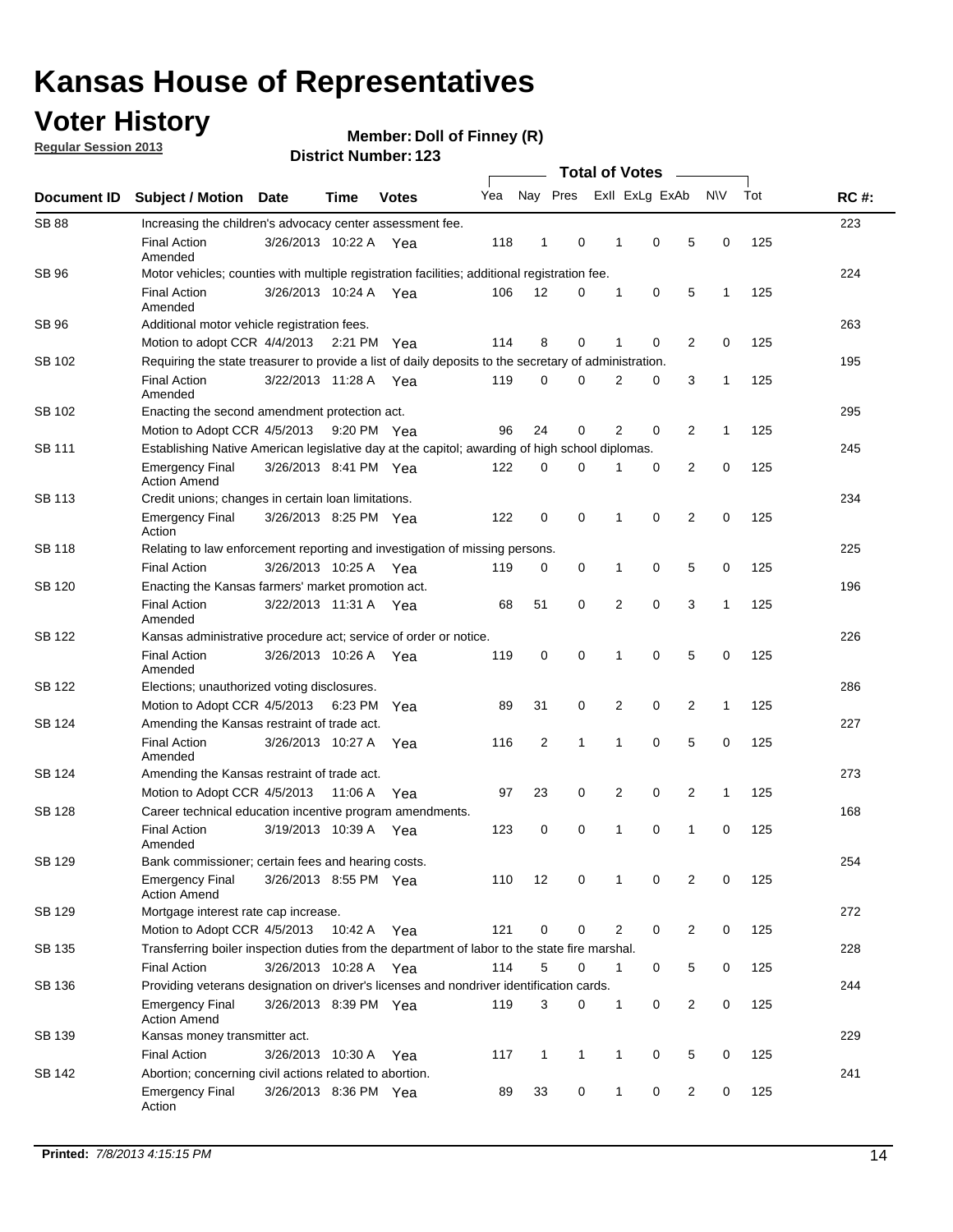# Kansas House of Representatives

## Voter History

**Regular Session 2013**

**Member: Doll of Finney (R)**

**District Number: 123**

| Document ID | Subject / Motion | Date | Time | Votes | Yea | Nay | Pres | ExII | ExLg | ExAb | N\V | Tot | RC #: |
|---|---|---|---|---|---|---|---|---|---|---|---|---|---|
| SB 88 | Increasing the children's advocacy center assessment fee. | | | | | | | | | | | | 223 |
| | Final Action Amended | 3/26/2013 | 10:22 A | Yea | 118 | 1 | 0 | 1 | 0 | 5 | 0 | 125 | |
| SB 96 | Motor vehicles; counties with multiple registration facilities; additional registration fee. | | | | | | | | | | | | 224 |
| | Final Action Amended | 3/26/2013 | 10:24 A | Yea | 106 | 12 | 0 | 1 | 0 | 5 | 1 | 125 | |
| SB 96 | Additional motor vehicle registration fees. | | | | | | | | | | | | 263 |
| | Motion to adopt CCR | 4/4/2013 | 2:21 PM | Yea | 114 | 8 | 0 | 1 | 0 | 2 | 0 | 125 | |
| SB 102 | Requiring the state treasurer to provide a list of daily deposits to the secretary of administration. | | | | | | | | | | | | 195 |
| | Final Action Amended | 3/22/2013 | 11:28 A | Yea | 119 | 0 | 0 | 2 | 0 | 3 | 1 | 125 | |
| SB 102 | Enacting the second amendment protection act. | | | | | | | | | | | | 295 |
| | Motion to Adopt CCR | 4/5/2013 | 9:20 PM | Yea | 96 | 24 | 0 | 2 | 0 | 2 | 1 | 125 | |
| SB 111 | Establishing Native American legislative day at the capitol; awarding of high school diplomas. | | | | | | | | | | | | 245 |
| | Emergency Final Action Amend | 3/26/2013 | 8:41 PM | Yea | 122 | 0 | 0 | 1 | 0 | 2 | 0 | 125 | |
| SB 113 | Credit unions; changes in certain loan limitations. | | | | | | | | | | | | 234 |
| | Emergency Final Action | 3/26/2013 | 8:25 PM | Yea | 122 | 0 | 0 | 1 | 0 | 2 | 0 | 125 | |
| SB 118 | Relating to law enforcement reporting and investigation of missing persons. | | | | | | | | | | | | 225 |
| | Final Action | 3/26/2013 | 10:25 A | Yea | 119 | 0 | 0 | 1 | 0 | 5 | 0 | 125 | |
| SB 120 | Enacting the Kansas farmers' market promotion act. | | | | | | | | | | | | 196 |
| | Final Action Amended | 3/22/2013 | 11:31 A | Yea | 68 | 51 | 0 | 2 | 0 | 3 | 1 | 125 | |
| SB 122 | Kansas administrative procedure act; service of order or notice. | | | | | | | | | | | | 226 |
| | Final Action Amended | 3/26/2013 | 10:26 A | Yea | 119 | 0 | 0 | 1 | 0 | 5 | 0 | 125 | |
| SB 122 | Elections; unauthorized voting disclosures. | | | | | | | | | | | | 286 |
| | Motion to Adopt CCR | 4/5/2013 | 6:23 PM | Yea | 89 | 31 | 0 | 2 | 0 | 2 | 1 | 125 | |
| SB 124 | Amending the Kansas restraint of trade act. | | | | | | | | | | | | 227 |
| | Final Action Amended | 3/26/2013 | 10:27 A | Yea | 116 | 2 | 1 | 1 | 0 | 5 | 0 | 125 | |
| SB 124 | Amending the Kansas restraint of trade act. | | | | | | | | | | | | 273 |
| | Motion to Adopt CCR | 4/5/2013 | 11:06 A | Yea | 97 | 23 | 0 | 2 | 0 | 2 | 1 | 125 | |
| SB 128 | Career technical education incentive program amendments. | | | | | | | | | | | | 168 |
| | Final Action Amended | 3/19/2013 | 10:39 A | Yea | 123 | 0 | 0 | 1 | 0 | 1 | 0 | 125 | |
| SB 129 | Bank commissioner; certain fees and hearing costs. | | | | | | | | | | | | 254 |
| | Emergency Final Action Amend | 3/26/2013 | 8:55 PM | Yea | 110 | 12 | 0 | 1 | 0 | 2 | 0 | 125 | |
| SB 129 | Mortgage interest rate cap increase. | | | | | | | | | | | | 272 |
| | Motion to Adopt CCR | 4/5/2013 | 10:42 A | Yea | 121 | 0 | 0 | 2 | 0 | 2 | 0 | 125 | |
| SB 135 | Transferring boiler inspection duties from the department of labor to the state fire marshal. | | | | | | | | | | | | 228 |
| | Final Action | 3/26/2013 | 10:28 A | Yea | 114 | 5 | 0 | 1 | 0 | 5 | 0 | 125 | |
| SB 136 | Providing veterans designation on driver's licenses and nondriver identification cards. | | | | | | | | | | | | 244 |
| | Emergency Final Action Amend | 3/26/2013 | 8:39 PM | Yea | 119 | 3 | 0 | 1 | 0 | 2 | 0 | 125 | |
| SB 139 | Kansas money transmitter act. | | | | | | | | | | | | 229 |
| | Final Action | 3/26/2013 | 10:30 A | Yea | 117 | 1 | 1 | 1 | 0 | 5 | 0 | 125 | |
| SB 142 | Abortion; concerning civil actions related to abortion. | | | | | | | | | | | | 241 |
| | Emergency Final Action | 3/26/2013 | 8:36 PM | Yea | 89 | 33 | 0 | 1 | 0 | 2 | 0 | 125 | |

**Printed:** *7/8/2013 4:15:15 PM*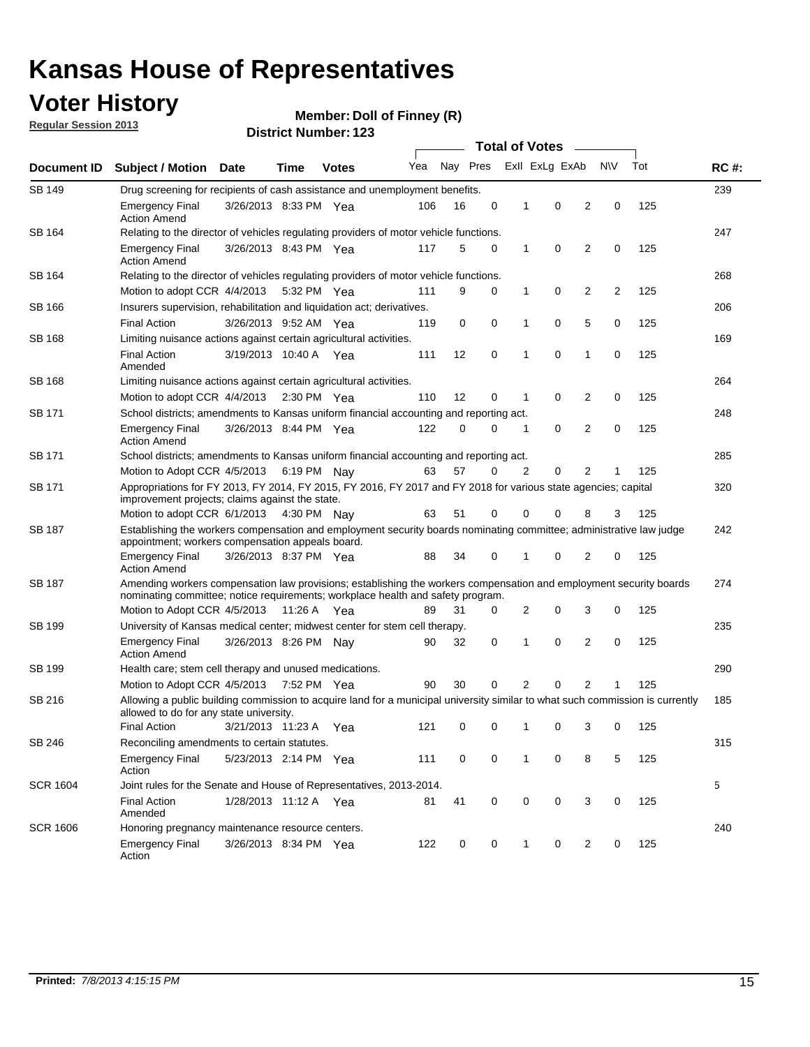# Kansas House of Representatives

## Voter History

**Regular Session 2013**

**Member: Doll of Finney (R)**

**District Number: 123**

| Document ID | Subject / Motion | Date | Time | Votes | Yea | Nay | Pres | ExII | ExLg | ExAb | N\V | Tot | RC #: |
|---|---|---|---|---|---|---|---|---|---|---|---|---|---|
| SB 149 | Drug screening for recipients of cash assistance and unemployment benefits. | | | | | | | | | | | | 239 |
| | Emergency Final Action Amend | 3/26/2013 | 8:33 PM | Yea | 106 | 16 | 0 | 1 | 0 | 2 | 0 | 125 | |
| SB 164 | Relating to the director of vehicles regulating providers of motor vehicle functions. | | | | | | | | | | | | 247 |
| | Emergency Final Action Amend | 3/26/2013 | 8:43 PM | Yea | 117 | 5 | 0 | 1 | 0 | 2 | 0 | 125 | |
| SB 164 | Relating to the director of vehicles regulating providers of motor vehicle functions. | | | | | | | | | | | | 268 |
| | Motion to adopt CCR | 4/4/2013 | 5:32 PM | Yea | 111 | 9 | 0 | 1 | 0 | 2 | 2 | 125 | |
| SB 166 | Insurers supervision, rehabilitation and liquidation act; derivatives. | | | | | | | | | | | | 206 |
| | Final Action | 3/26/2013 | 9:52 AM | Yea | 119 | 0 | 0 | 1 | 0 | 5 | 0 | 125 | |
| SB 168 | Limiting nuisance actions against certain agricultural activities. | | | | | | | | | | | | 169 |
| | Final Action Amended | 3/19/2013 | 10:40 A | Yea | 111 | 12 | 0 | 1 | 0 | 1 | 0 | 125 | |
| SB 168 | Limiting nuisance actions against certain agricultural activities. | | | | | | | | | | | | 264 |
| | Motion to adopt CCR | 4/4/2013 | 2:30 PM | Yea | 110 | 12 | 0 | 1 | 0 | 2 | 0 | 125 | |
| SB 171 | School districts; amendments to Kansas uniform financial accounting and reporting act. | | | | | | | | | | | | 248 |
| | Emergency Final Action Amend | 3/26/2013 | 8:44 PM | Yea | 122 | 0 | 0 | 1 | 0 | 2 | 0 | 125 | |
| SB 171 | School districts; amendments to Kansas uniform financial accounting and reporting act. | | | | | | | | | | | | 285 |
| | Motion to Adopt CCR | 4/5/2013 | 6:19 PM | Nay | 63 | 57 | 0 | 2 | 0 | 2 | 1 | 125 | |
| SB 171 | Appropriations for FY 2013, FY 2014, FY 2015, FY 2016, FY 2017 and FY 2018 for various state agencies; capital improvement projects; claims against the state. | | | | | | | | | | | | 320 |
| | Motion to adopt CCR | 6/1/2013 | 4:30 PM | Nay | 63 | 51 | 0 | 0 | 0 | 8 | 3 | 125 | |
| SB 187 | Establishing the workers compensation and employment security boards nominating committee; administrative law judge appointment; workers compensation appeals board. | | | | | | | | | | | | 242 |
| | Emergency Final Action Amend | 3/26/2013 | 8:37 PM | Yea | 88 | 34 | 0 | 1 | 0 | 2 | 0 | 125 | |
| SB 187 | Amending workers compensation law provisions; establishing the workers compensation and employment security boards nominating committee; notice requirements; workplace health and safety program. | | | | | | | | | | | | 274 |
| | Motion to Adopt CCR | 4/5/2013 | 11:26 A | Yea | 89 | 31 | 0 | 2 | 0 | 3 | 0 | 125 | |
| SB 199 | University of Kansas medical center; midwest center for stem cell therapy. | | | | | | | | | | | | 235 |
| | Emergency Final Action Amend | 3/26/2013 | 8:26 PM | Nay | 90 | 32 | 0 | 1 | 0 | 2 | 0 | 125 | |
| SB 199 | Health care; stem cell therapy and unused medications. | | | | | | | | | | | | 290 |
| | Motion to Adopt CCR | 4/5/2013 | 7:52 PM | Yea | 90 | 30 | 0 | 2 | 0 | 2 | 1 | 125 | |
| SB 216 | Allowing a public building commission to acquire land for a municipal university similar to what such commission is currently allowed to do for any state university. | | | | | | | | | | | | 185 |
| | Final Action | 3/21/2013 | 11:23 A | Yea | 121 | 0 | 0 | 1 | 0 | 3 | 0 | 125 | |
| SB 246 | Reconciling amendments to certain statutes. | | | | | | | | | | | | 315 |
| | Emergency Final Action | 5/23/2013 | 2:14 PM | Yea | 111 | 0 | 0 | 1 | 0 | 8 | 5 | 125 | |
| SCR 1604 | Joint rules for the Senate and House of Representatives, 2013-2014. | | | | | | | | | | | | 5 |
| | Final Action Amended | 1/28/2013 | 11:12 A | Yea | 81 | 41 | 0 | 0 | 0 | 3 | 0 | 125 | |
| SCR 1606 | Honoring pregnancy maintenance resource centers. | | | | | | | | | | | | 240 |
| | Emergency Final Action | 3/26/2013 | 8:34 PM | Yea | 122 | 0 | 0 | 1 | 0 | 2 | 0 | 125 | |

**Printed:** *7/8/2013 4:15:15 PM*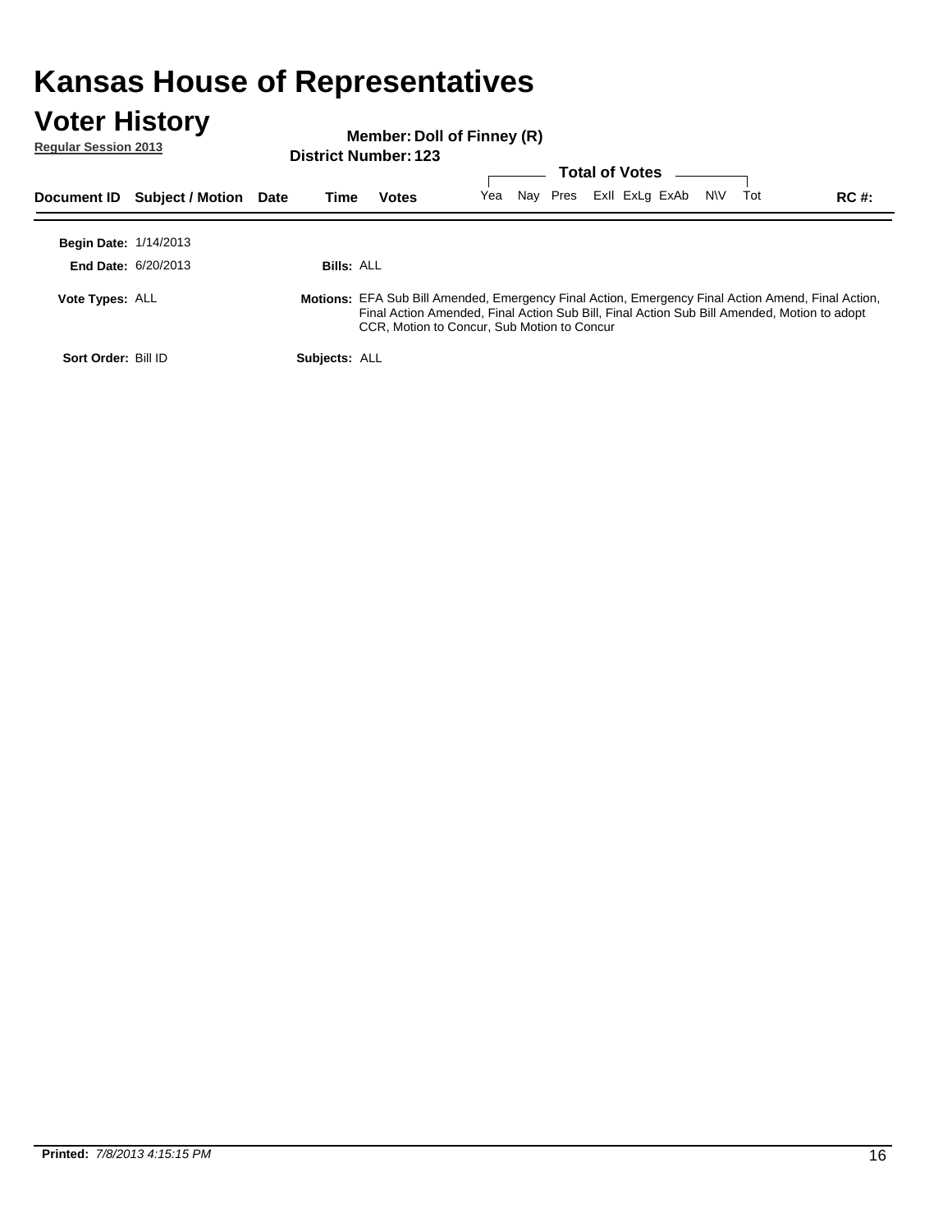# Kansas House of Representatives

## Voter History

**Regular Session 2013**

**Member:** Doll of Finney (R)

**District Number:** 123

| Document ID | Subject / Motion | Date | Time | Votes | Yea | Nay | Pres | ExII | ExLg | ExAb | N\V | Tot | RC #: |
|---|---|---|---|---|---|---|---|---|---|---|---|---|---|

**Begin Date:** 1/14/2013

**End Date:** 6/20/2013

**Bills:** ALL

**Vote Types:** ALL

**Motions:** EFA Sub Bill Amended, Emergency Final Action, Emergency Final Action Amend, Final Action, Final Action Amended, Final Action Sub Bill, Final Action Sub Bill Amended, Motion to adopt CCR, Motion to Concur, Sub Motion to Concur

**Sort Order:** Bill ID

**Subjects:** ALL

**Printed:** *7/8/2013 4:15:15 PM*